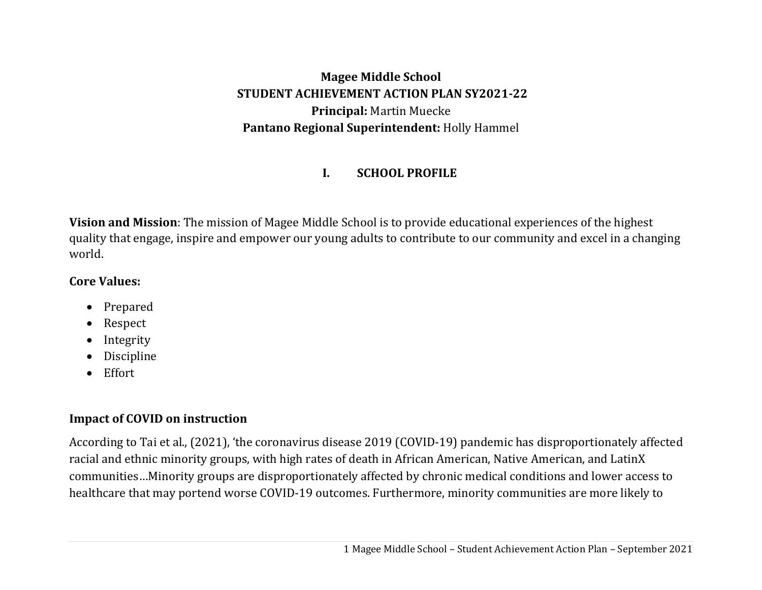**Magee Middle School**
**STUDENT ACHIEVEMENT ACTION PLAN SY2021-22**
**Principal:** Martin Muecke
**Pantano Regional Superintendent:** Holly Hammel

# I. SCHOOL PROFILE

**Vision and Mission**: The mission of Magee Middle School is to provide educational experiences of the highest quality that engage, inspire and empower our young adults to contribute to our community and excel in a changing world.

**Core Values:**

- Prepared
- Respect
- Integrity
- Discipline
- Effort

## Impact of COVID on instruction

According to Tai et al., (2021), 'the coronavirus disease 2019 (COVID-19) pandemic has disproportionately affected racial and ethnic minority groups, with high rates of death in African American, Native American, and LatinX communities…Minority groups are disproportionately affected by chronic medical conditions and lower access to healthcare that may portend worse COVID-19 outcomes. Furthermore, minority communities are more likely to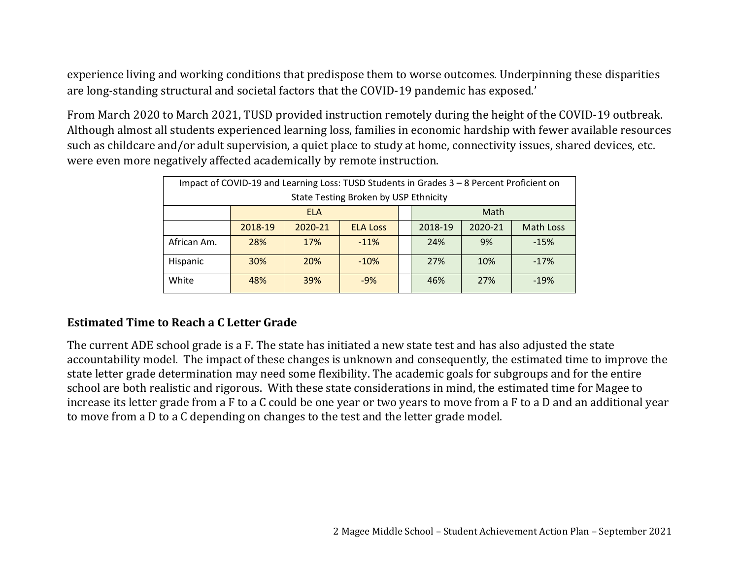experience living and working conditions that predispose them to worse outcomes. Underpinning these disparities are long-standing structural and societal factors that the COVID-19 pandemic has exposed.'

From March 2020 to March 2021, TUSD provided instruction remotely during the height of the COVID-19 outbreak. Although almost all students experienced learning loss, families in economic hardship with fewer available resources such as childcare and/or adult supervision, a quiet place to study at home, connectivity issues, shared devices, etc. were even more negatively affected academically by remote instruction.

Impact of COVID-19 and Learning Loss: TUSD Students in Grades 3 – 8 Percent Proficient on State Testing Broken by USP Ethnicity

| | ELA | | | | Math | | |
|---|---|---|---|---|---|---|---|
| | 2018-19 | 2020-21 | ELA Loss | | 2018-19 | 2020-21 | Math Loss |
| African Am. | 28% | 17% | -11% | | 24% | 9% | -15% |
| Hispanic | 30% | 20% | -10% | | 27% | 10% | -17% |
| White | 48% | 39% | -9% | | 46% | 27% | -19% |

## Estimated Time to Reach a C Letter Grade

The current ADE school grade is a F. The state has initiated a new state test and has also adjusted the state accountability model. The impact of these changes is unknown and consequently, the estimated time to improve the state letter grade determination may need some flexibility. The academic goals for subgroups and for the entire school are both realistic and rigorous. With these state considerations in mind, the estimated time for Magee to increase its letter grade from a F to a C could be one year or two years to move from a F to a D and an additional year to move from a D to a C depending on changes to the test and the letter grade model.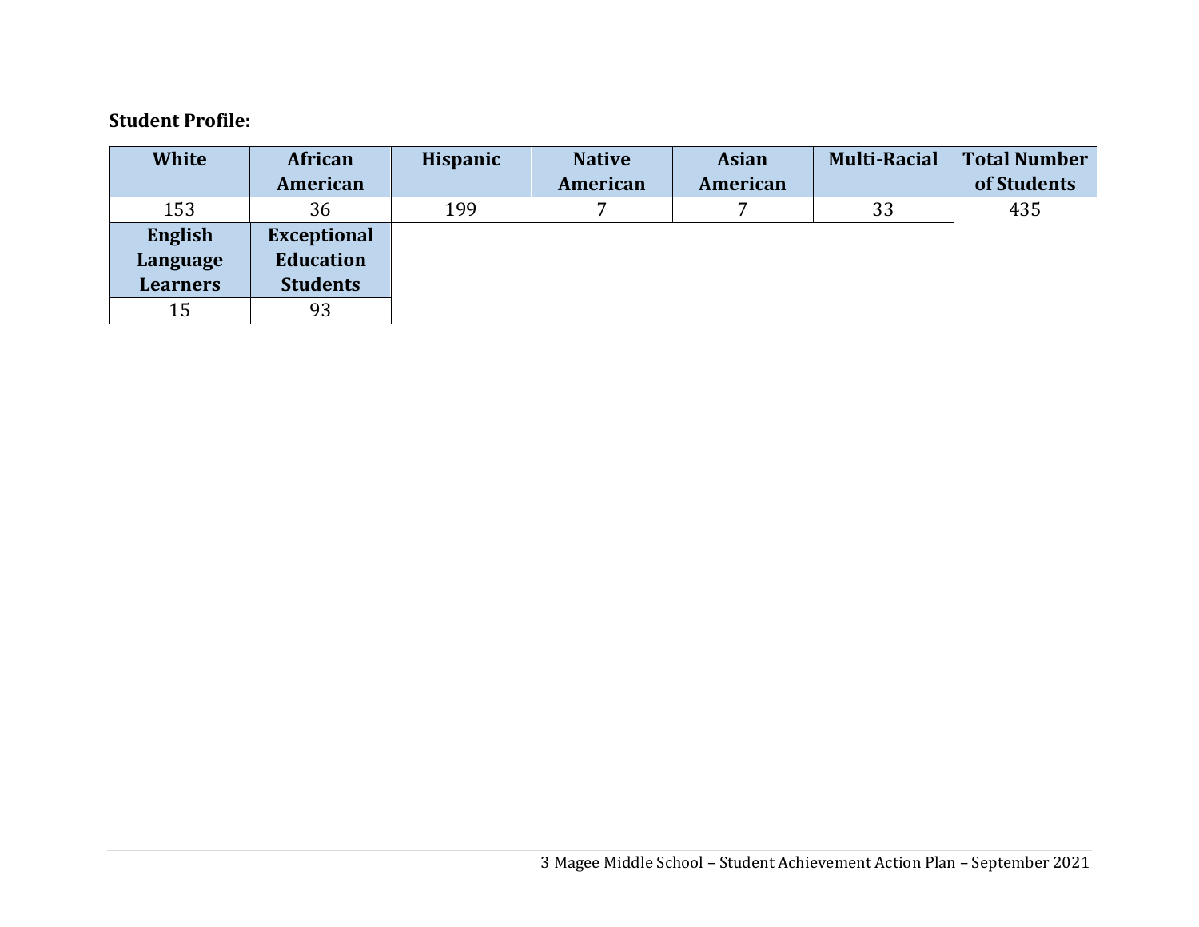**Student Profile:**

| White | African American | Hispanic | Native American | Asian American | Multi-Racial | Total Number of Students |
|---|---|---|---|---|---|---|
| 153 | 36 | 199 | 7 | 7 | 33 | 435 |
| **English Language Learners** | **Exceptional Education Students** | | | | | |
| 15 | 93 | | | | | |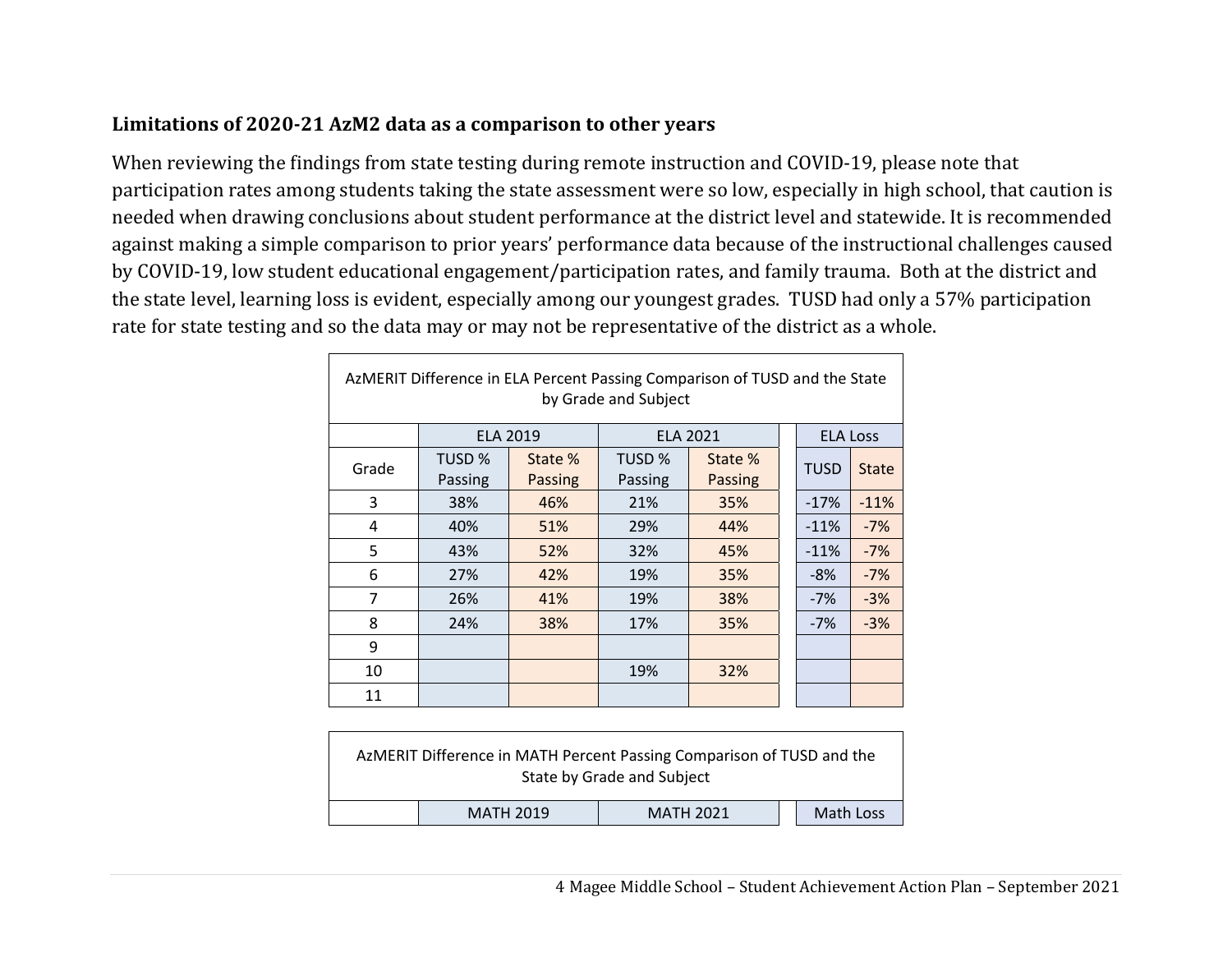### Limitations of 2020-21 AzM2 data as a comparison to other years

When reviewing the findings from state testing during remote instruction and COVID-19, please note that participation rates among students taking the state assessment were so low, especially in high school, that caution is needed when drawing conclusions about student performance at the district level and statewide. It is recommended against making a simple comparison to prior years' performance data because of the instructional challenges caused by COVID-19, low student educational engagement/participation rates, and family trauma. Both at the district and the state level, learning loss is evident, especially among our youngest grades. TUSD had only a 57% participation rate for state testing and so the data may or may not be representative of the district as a whole.

AzMERIT Difference in ELA Percent Passing Comparison of TUSD and the State by Grade and Subject

| | ELA 2019 | | ELA 2021 | | ELA Loss | |
|---|---|---|---|---|---|---|
| Grade | TUSD % Passing | State % Passing | TUSD % Passing | State % Passing | TUSD | State |
| 3 | 38% | 46% | 21% | 35% | -17% | -11% |
| 4 | 40% | 51% | 29% | 44% | -11% | -7% |
| 5 | 43% | 52% | 32% | 45% | -11% | -7% |
| 6 | 27% | 42% | 19% | 35% | -8% | -7% |
| 7 | 26% | 41% | 19% | 38% | -7% | -3% |
| 8 | 24% | 38% | 17% | 35% | -7% | -3% |
| 9 | | | | | | |
| 10 | | | 19% | 32% | | |
| 11 | | | | | | |

AzMERIT Difference in MATH Percent Passing Comparison of TUSD and the State by Grade and Subject

| | MATH 2019 | | MATH 2021 | | Math Loss | |
|---|---|---|---|---|---|---|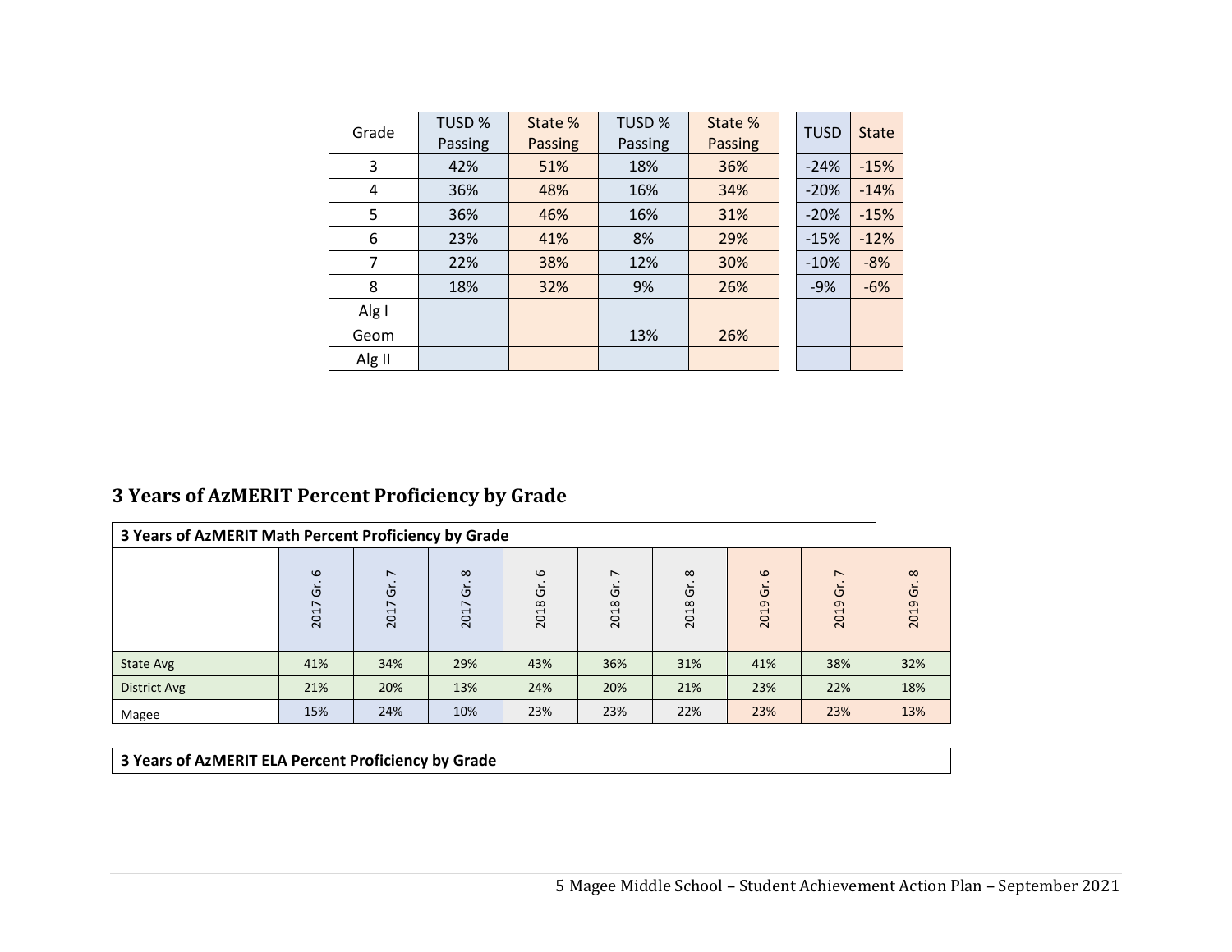| Grade | TUSD % Passing | State % Passing | TUSD % Passing | State % Passing | TUSD | State |
|---|---|---|---|---|---|---|
| 3 | 42% | 51% | 18% | 36% | -24% | -15% |
| 4 | 36% | 48% | 16% | 34% | -20% | -14% |
| 5 | 36% | 46% | 16% | 31% | -20% | -15% |
| 6 | 23% | 41% | 8% | 29% | -15% | -12% |
| 7 | 22% | 38% | 12% | 30% | -10% | -8% |
| 8 | 18% | 32% | 9% | 26% | -9% | -6% |
| Alg I | | | | | | |
| Geom | | | 13% | 26% | | |
| Alg II | | | | | | |

## 3 Years of AzMERIT Percent Proficiency by Grade

**3 Years of AzMERIT Math Percent Proficiency by Grade**

| | 2017 Gr. 6 | 2017 Gr. 7 | 2017 Gr. 8 | 2018 Gr. 6 | 2018 Gr. 7 | 2018 Gr. 8 | 2019 Gr. 6 | 2019 Gr. 7 | 2019 Gr. 8 |
|---|---|---|---|---|---|---|---|---|---|
| State Avg | 41% | 34% | 29% | 43% | 36% | 31% | 41% | 38% | 32% |
| District Avg | 21% | 20% | 13% | 24% | 20% | 21% | 23% | 22% | 18% |
| Magee | 15% | 24% | 10% | 23% | 23% | 22% | 23% | 23% | 13% |

**3 Years of AzMERIT ELA Percent Proficiency by Grade**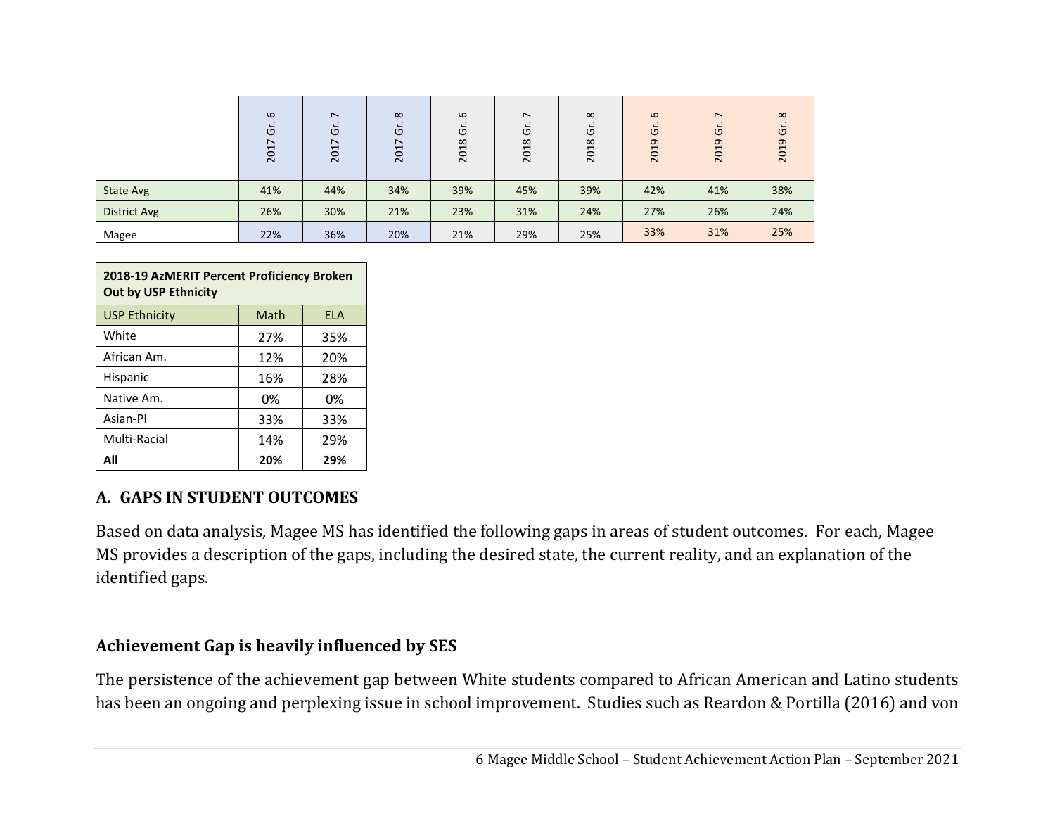| | 2017 Gr. 6 | 2017 Gr. 7 | 2017 Gr. 8 | 2018 Gr. 6 | 2018 Gr. 7 | 2018 Gr. 8 | 2019 Gr. 6 | 2019 Gr. 7 | 2019 Gr. 8 |
|---|---|---|---|---|---|---|---|---|---|
| State Avg | 41% | 44% | 34% | 39% | 45% | 39% | 42% | 41% | 38% |
| District Avg | 26% | 30% | 21% | 23% | 31% | 24% | 27% | 26% | 24% |
| Magee | 22% | 36% | 20% | 21% | 29% | 25% | 33% | 31% | 25% |

| 2018-19 AzMERIT Percent Proficiency Broken Out by USP Ethnicity | | |
|---|---|---|
| USP Ethnicity | Math | ELA |
| White | 27% | 35% |
| African Am. | 12% | 20% |
| Hispanic | 16% | 28% |
| Native Am. | 0% | 0% |
| Asian-PI | 33% | 33% |
| Multi-Racial | 14% | 29% |
| **All** | **20%** | **29%** |

## A. GAPS IN STUDENT OUTCOMES

Based on data analysis, Magee MS has identified the following gaps in areas of student outcomes. For each, Magee MS provides a description of the gaps, including the desired state, the current reality, and an explanation of the identified gaps.

### Achievement Gap is heavily influenced by SES

The persistence of the achievement gap between White students compared to African American and Latino students has been an ongoing and perplexing issue in school improvement. Studies such as Reardon & Portilla (2016) and von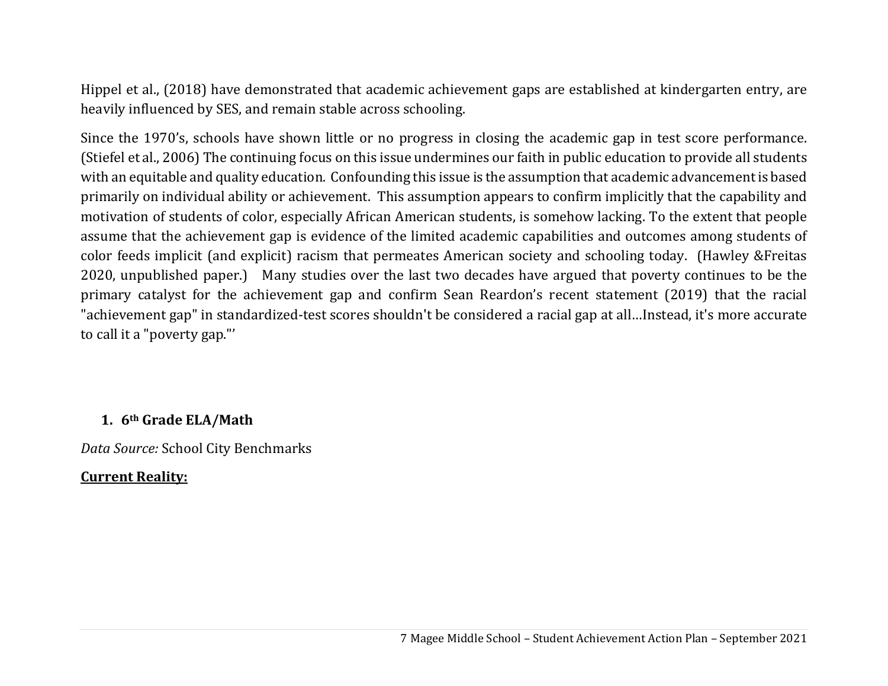Hippel et al., (2018) have demonstrated that academic achievement gaps are established at kindergarten entry, are heavily influenced by SES, and remain stable across schooling.

Since the 1970's, schools have shown little or no progress in closing the academic gap in test score performance. (Stiefel et al., 2006) The continuing focus on this issue undermines our faith in public education to provide all students with an equitable and quality education. Confounding this issue is the assumption that academic advancement is based primarily on individual ability or achievement. This assumption appears to confirm implicitly that the capability and motivation of students of color, especially African American students, is somehow lacking. To the extent that people assume that the achievement gap is evidence of the limited academic capabilities and outcomes among students of color feeds implicit (and explicit) racism that permeates American society and schooling today. (Hawley &Freitas 2020, unpublished paper.) Many studies over the last two decades have argued that poverty continues to be the primary catalyst for the achievement gap and confirm Sean Reardon's recent statement (2019) that the racial "achievement gap" in standardized-test scores shouldn't be considered a racial gap at all…Instead, it's more accurate to call it a "poverty gap."'

1. **6th Grade ELA/Math**

*Data Source:* School City Benchmarks

**Current Reality:**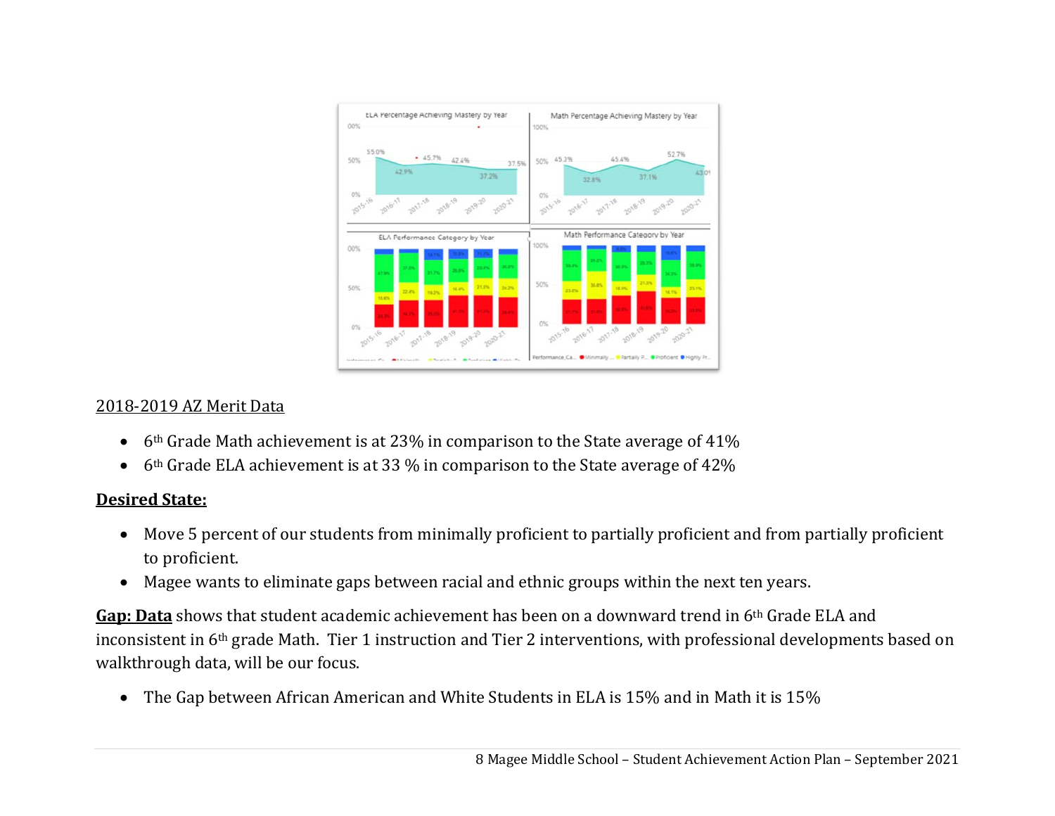2018-2019 AZ Merit Data

- 6th Grade Math achievement is at 23% in comparison to the State average of 41%
- 6th Grade ELA achievement is at 33 % in comparison to the State average of 42%

**Desired State:**

- Move 5 percent of our students from minimally proficient to partially proficient and from partially proficient to proficient.
- Magee wants to eliminate gaps between racial and ethnic groups within the next ten years.

**Gap: Data** shows that student academic achievement has been on a downward trend in 6th Grade ELA and inconsistent in 6th grade Math. Tier 1 instruction and Tier 2 interventions, with professional developments based on walkthrough data, will be our focus.

- The Gap between African American and White Students in ELA is 15% and in Math it is 15%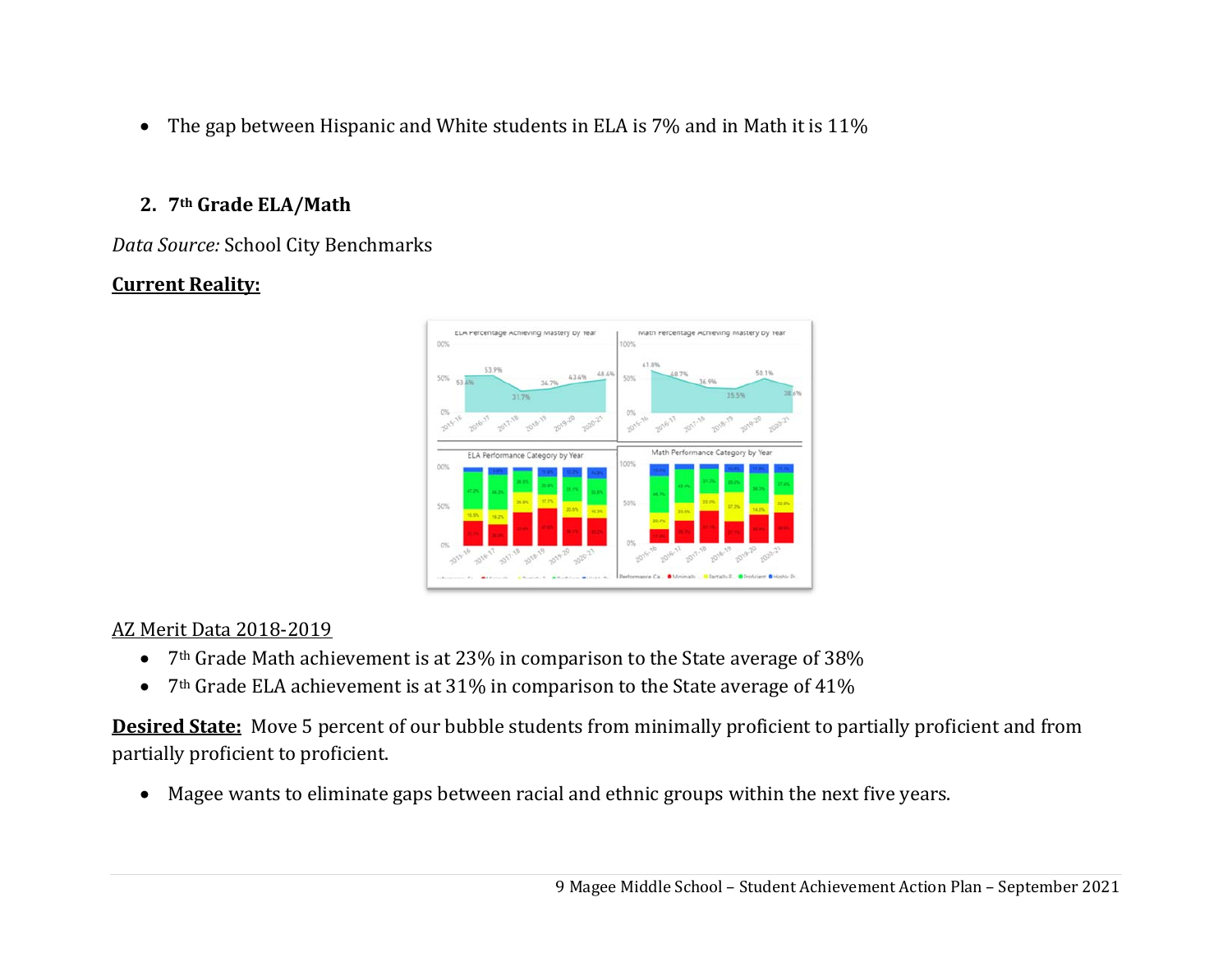- The gap between Hispanic and White students in ELA is 7% and in Math it is 11%

## 2. 7th Grade ELA/Math

*Data Source:* School City Benchmarks

**Current Reality:**

AZ Merit Data 2018-2019

- 7th Grade Math achievement is at 23% in comparison to the State average of 38%
- 7th Grade ELA achievement is at 31% in comparison to the State average of 41%

**Desired State:** Move 5 percent of our bubble students from minimally proficient to partially proficient and from partially proficient to proficient.

- Magee wants to eliminate gaps between racial and ethnic groups within the next five years.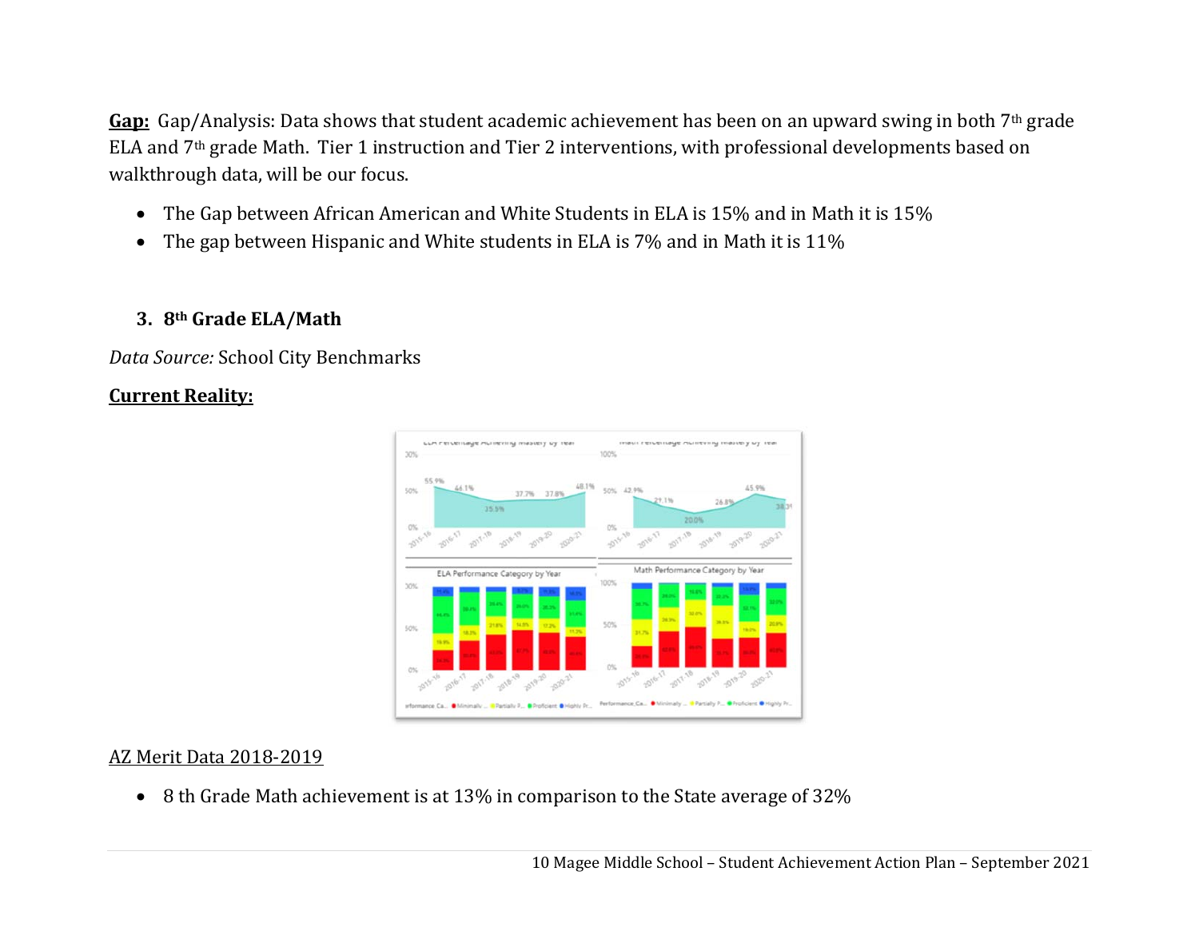**Gap:** Gap/Analysis: Data shows that student academic achievement has been on an upward swing in both 7th grade ELA and 7th grade Math. Tier 1 instruction and Tier 2 interventions, with professional developments based on walkthrough data, will be our focus.

- The Gap between African American and White Students in ELA is 15% and in Math it is 15%
- The gap between Hispanic and White students in ELA is 7% and in Math it is 11%

### 3. 8th Grade ELA/Math

*Data Source:* School City Benchmarks

**Current Reality:**

AZ Merit Data 2018-2019

- 8 th Grade Math achievement is at 13% in comparison to the State average of 32%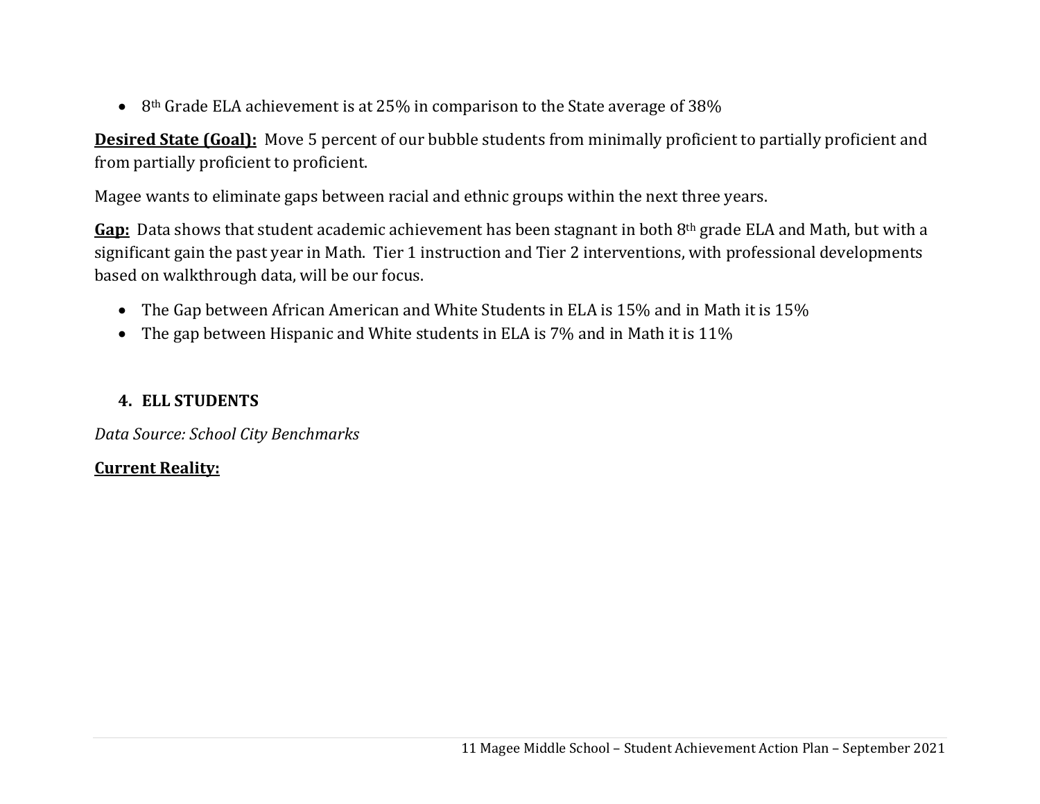- 8th Grade ELA achievement is at 25% in comparison to the State average of 38%

**Desired State (Goal):** Move 5 percent of our bubble students from minimally proficient to partially proficient and from partially proficient to proficient.

Magee wants to eliminate gaps between racial and ethnic groups within the next three years.

**Gap:** Data shows that student academic achievement has been stagnant in both 8th grade ELA and Math, but with a significant gain the past year in Math. Tier 1 instruction and Tier 2 interventions, with professional developments based on walkthrough data, will be our focus.

- The Gap between African American and White Students in ELA is 15% and in Math it is 15%
- The gap between Hispanic and White students in ELA is 7% and in Math it is 11%

### 4. ELL STUDENTS

*Data Source: School City Benchmarks*

**Current Reality:**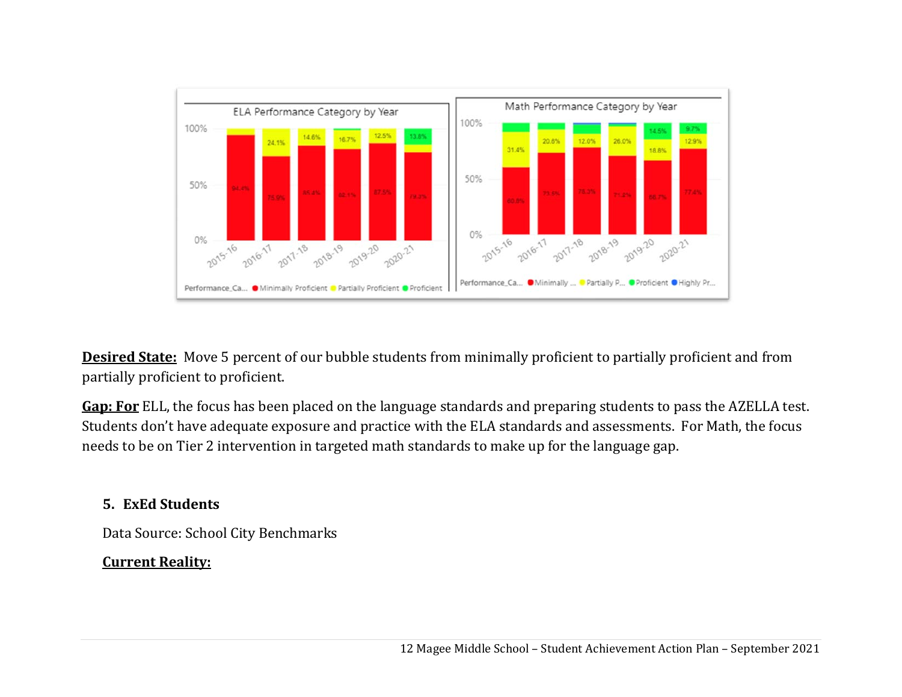**Desired State:** Move 5 percent of our bubble students from minimally proficient to partially proficient and from partially proficient to proficient.

**Gap: For** ELL, the focus has been placed on the language standards and preparing students to pass the AZELLA test. Students don't have adequate exposure and practice with the ELA standards and assessments. For Math, the focus needs to be on Tier 2 intervention in targeted math standards to make up for the language gap.

## 5. ExEd Students

Data Source: School City Benchmarks

**Current Reality:**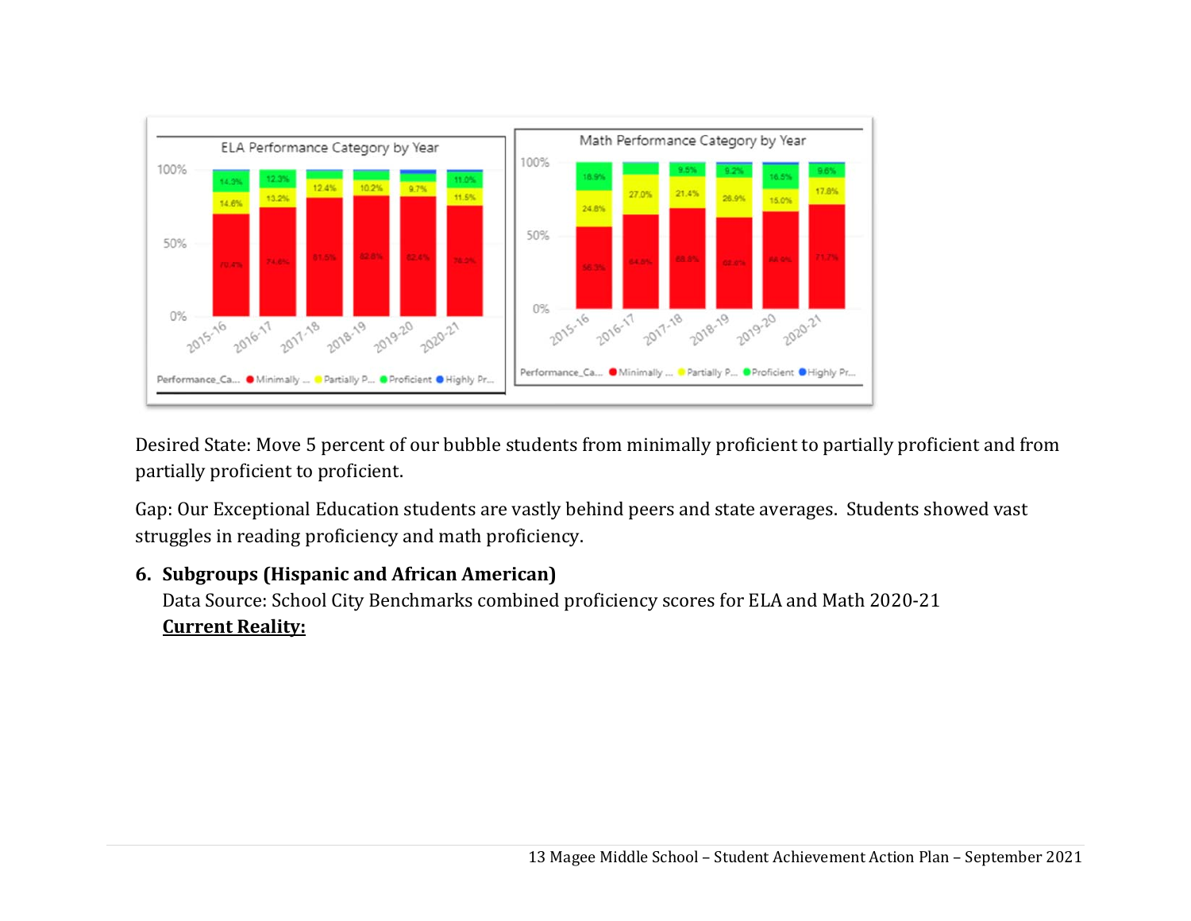Desired State: Move 5 percent of our bubble students from minimally proficient to partially proficient and from partially proficient to proficient.

Gap: Our Exceptional Education students are vastly behind peers and state averages. Students showed vast struggles in reading proficiency and math proficiency.

6. **Subgroups (Hispanic and African American)**

   Data Source: School City Benchmarks combined proficiency scores for ELA and Math 2020-21

   **<u>Current Reality:</u>**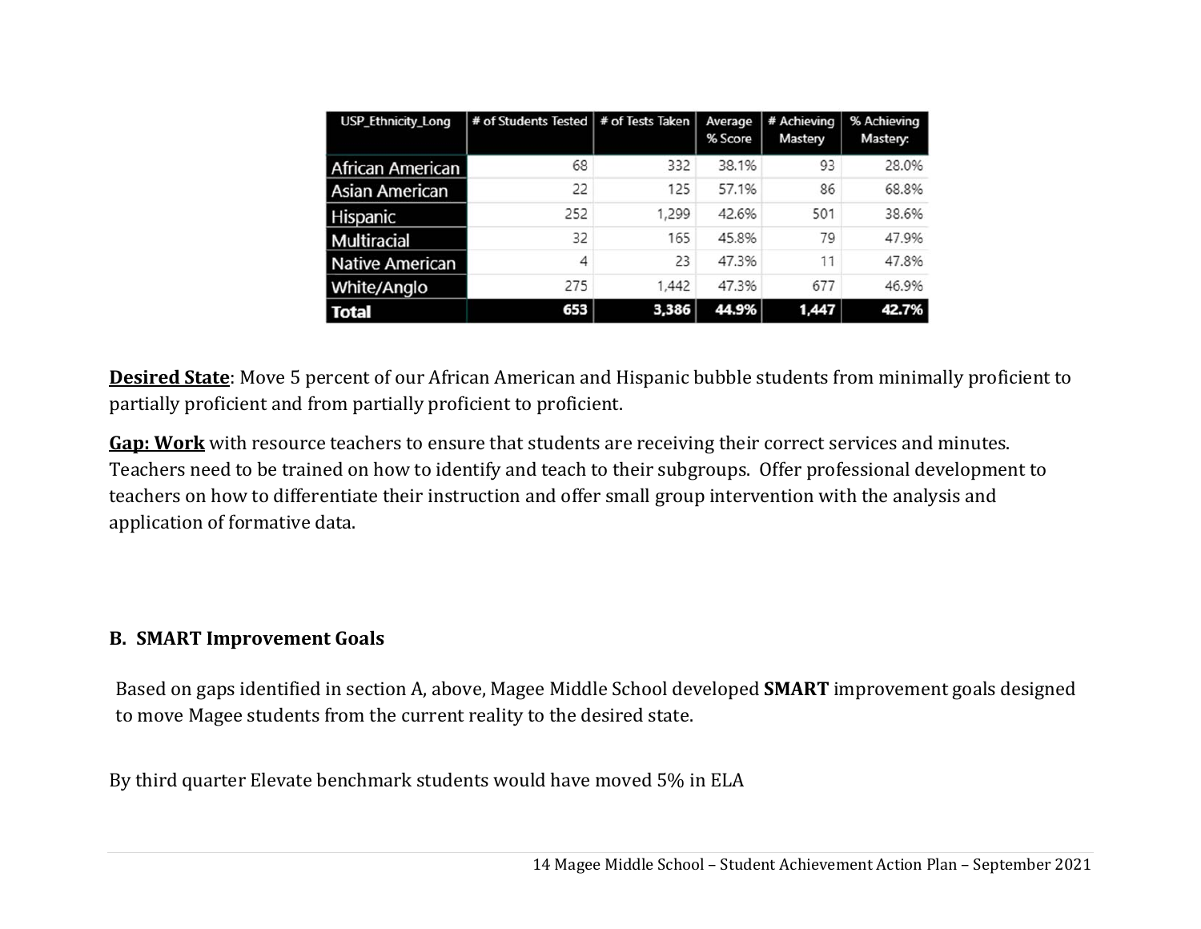| USP_Ethnicity_Long | # of Students Tested | # of Tests Taken | Average % Score | # Achieving Mastery | % Achieving Mastery: |
|---|---|---|---|---|---|
| African American | 68 | 332 | 38.1% | 93 | 28.0% |
| Asian American | 22 | 125 | 57.1% | 86 | 68.8% |
| Hispanic | 252 | 1,299 | 42.6% | 501 | 38.6% |
| Multiracial | 32 | 165 | 45.8% | 79 | 47.9% |
| Native American | 4 | 23 | 47.3% | 11 | 47.8% |
| White/Anglo | 275 | 1,442 | 47.3% | 677 | 46.9% |
| **Total** | **653** | **3,386** | **44.9%** | **1,447** | **42.7%** |

**Desired State**: Move 5 percent of our African American and Hispanic bubble students from minimally proficient to partially proficient and from partially proficient to proficient.

**Gap: Work** with resource teachers to ensure that students are receiving their correct services and minutes. Teachers need to be trained on how to identify and teach to their subgroups. Offer professional development to teachers on how to differentiate their instruction and offer small group intervention with the analysis and application of formative data.

### B. SMART Improvement Goals

Based on gaps identified in section A, above, Magee Middle School developed **SMART** improvement goals designed to move Magee students from the current reality to the desired state.

By third quarter Elevate benchmark students would have moved 5% in ELA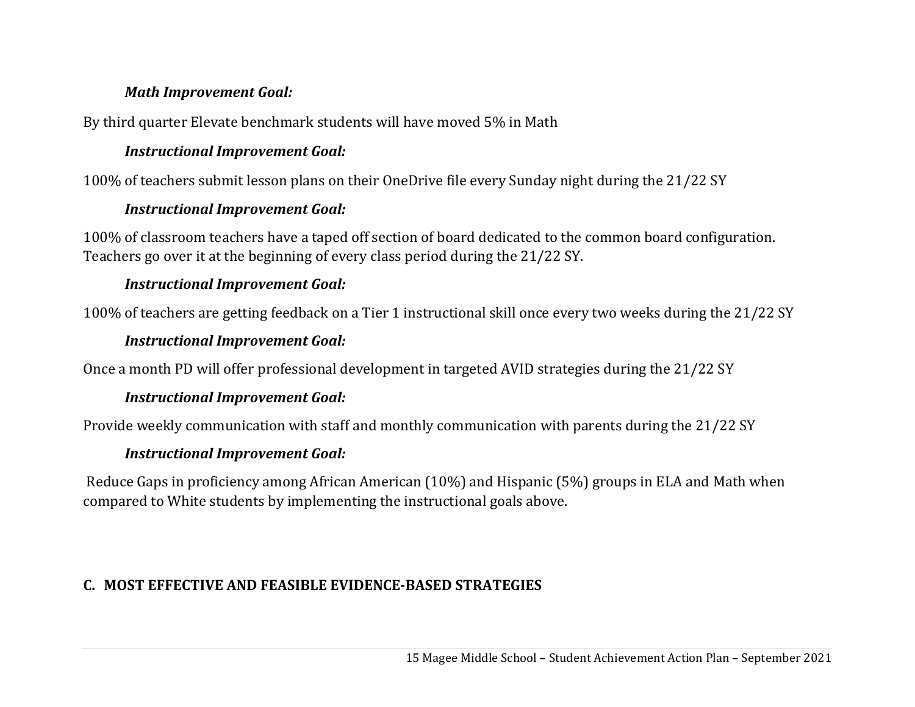***Math Improvement Goal:***

By third quarter Elevate benchmark students will have moved 5% in Math

***Instructional Improvement Goal:***

100% of teachers submit lesson plans on their OneDrive file every Sunday night during the 21/22 SY

***Instructional Improvement Goal:***

100% of classroom teachers have a taped off section of board dedicated to the common board configuration. Teachers go over it at the beginning of every class period during the 21/22 SY.

***Instructional Improvement Goal:***

100% of teachers are getting feedback on a Tier 1 instructional skill once every two weeks during the 21/22 SY

***Instructional Improvement Goal:***

Once a month PD will offer professional development in targeted AVID strategies during the 21/22 SY

***Instructional Improvement Goal:***

Provide weekly communication with staff and monthly communication with parents during the 21/22 SY

***Instructional Improvement Goal:***

Reduce Gaps in proficiency among African American (10%) and Hispanic (5%) groups in ELA and Math when compared to White students by implementing the instructional goals above.

## C. MOST EFFECTIVE AND FEASIBLE EVIDENCE-BASED STRATEGIES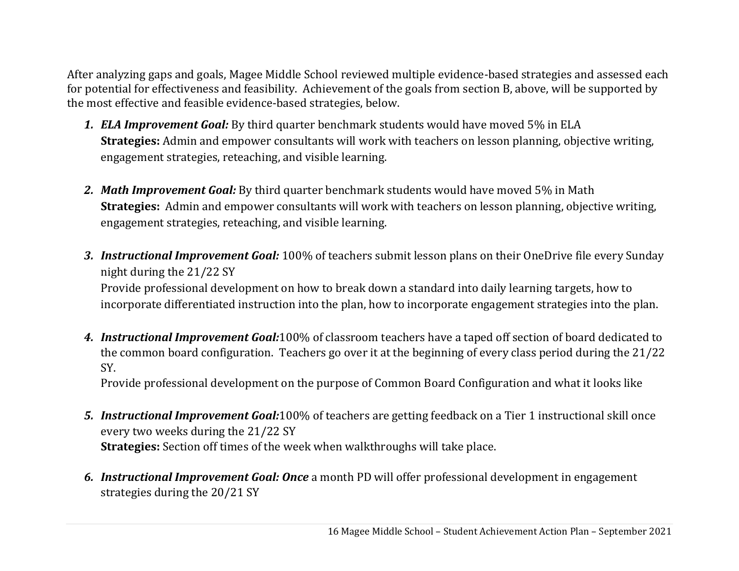After analyzing gaps and goals, Magee Middle School reviewed multiple evidence-based strategies and assessed each for potential for effectiveness and feasibility. Achievement of the goals from section B, above, will be supported by the most effective and feasible evidence-based strategies, below.

1. ***ELA Improvement Goal:*** By third quarter benchmark students would have moved 5% in ELA
   **Strategies:** Admin and empower consultants will work with teachers on lesson planning, objective writing, engagement strategies, reteaching, and visible learning.

2. ***Math Improvement Goal:*** By third quarter benchmark students would have moved 5% in Math
   **Strategies:** Admin and empower consultants will work with teachers on lesson planning, objective writing, engagement strategies, reteaching, and visible learning.

3. ***Instructional Improvement Goal:*** 100% of teachers submit lesson plans on their OneDrive file every Sunday night during the 21/22 SY
   Provide professional development on how to break down a standard into daily learning targets, how to incorporate differentiated instruction into the plan, how to incorporate engagement strategies into the plan.

4. ***Instructional Improvement Goal:***100% of classroom teachers have a taped off section of board dedicated to the common board configuration. Teachers go over it at the beginning of every class period during the 21/22 SY.
   Provide professional development on the purpose of Common Board Configuration and what it looks like

5. ***Instructional Improvement Goal:***100% of teachers are getting feedback on a Tier 1 instructional skill once every two weeks during the 21/22 SY
   **Strategies:** Section off times of the week when walkthroughs will take place.

6. ***Instructional Improvement Goal: Once*** a month PD will offer professional development in engagement strategies during the 20/21 SY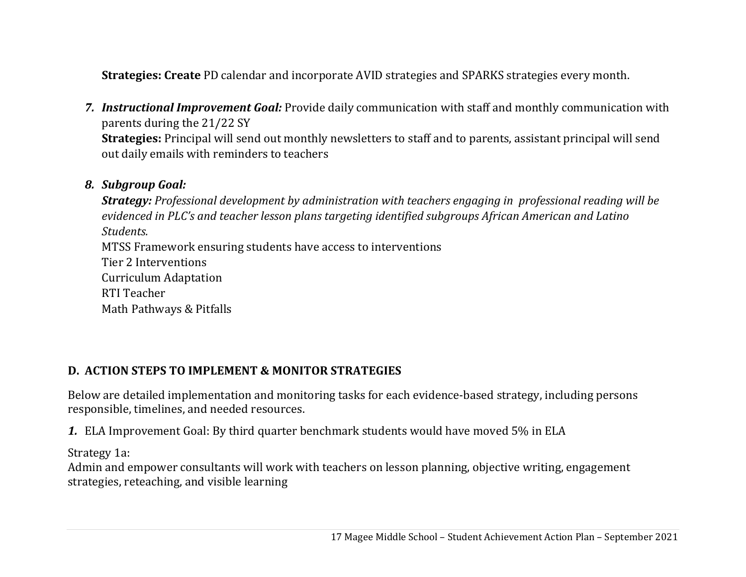**Strategies: Create** PD calendar and incorporate AVID strategies and SPARKS strategies every month.

7. ***Instructional Improvement Goal:*** Provide daily communication with staff and monthly communication with parents during the 21/22 SY
   **Strategies:** Principal will send out monthly newsletters to staff and to parents, assistant principal will send out daily emails with reminders to teachers

8. ***Subgroup Goal:***
   ***Strategy:*** *Professional development by administration with teachers engaging in professional reading will be evidenced in PLC's and teacher lesson plans targeting identified subgroups African American and Latino Students.*
   MTSS Framework ensuring students have access to interventions
   Tier 2 Interventions
   Curriculum Adaptation
   RTI Teacher
   Math Pathways & Pitfalls

## D. ACTION STEPS TO IMPLEMENT & MONITOR STRATEGIES

Below are detailed implementation and monitoring tasks for each evidence-based strategy, including persons responsible, timelines, and needed resources.

***1.*** ELA Improvement Goal: By third quarter benchmark students would have moved 5% in ELA

Strategy 1a:
Admin and empower consultants will work with teachers on lesson planning, objective writing, engagement strategies, reteaching, and visible learning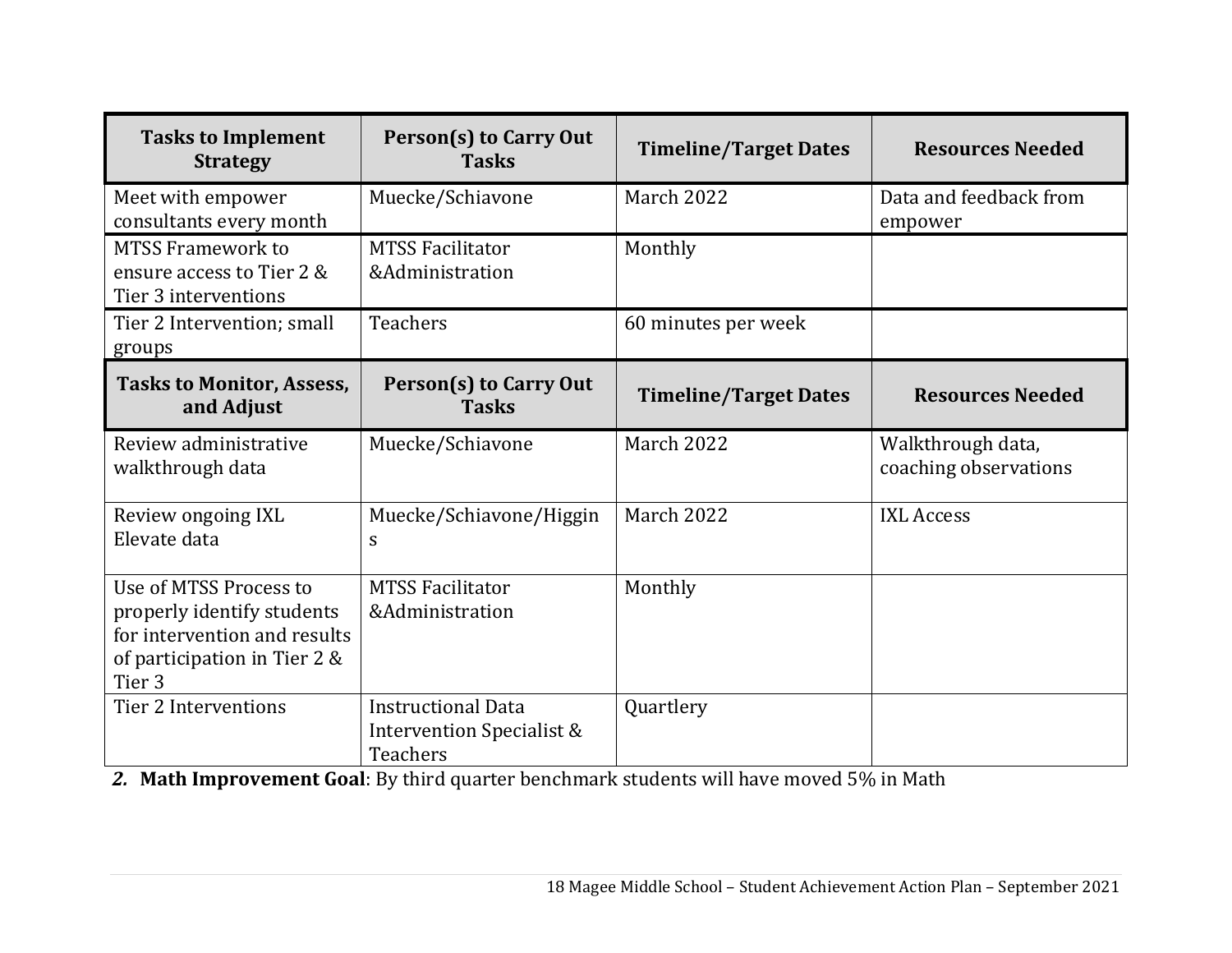| Tasks to Implement Strategy | Person(s) to Carry Out Tasks | Timeline/Target Dates | Resources Needed |
|---|---|---|---|
| Meet with empower consultants every month | Muecke/Schiavone | March 2022 | Data and feedback from empower |
| MTSS Framework to ensure access to Tier 2 & Tier 3 interventions | MTSS Facilitator &Administration | Monthly | |
| Tier 2 Intervention; small groups | Teachers | 60 minutes per week | |
| **Tasks to Monitor, Assess, and Adjust** | **Person(s) to Carry Out Tasks** | **Timeline/Target Dates** | **Resources Needed** |
| Review administrative walkthrough data | Muecke/Schiavone | March 2022 | Walkthrough data, coaching observations |
| Review ongoing IXL Elevate data | Muecke/Schiavone/Higgins | March 2022 | IXL Access |
| Use of MTSS Process to properly identify students for intervention and results of participation in Tier 2 & Tier 3 | MTSS Facilitator &Administration | Monthly | |
| Tier 2 Interventions | Instructional Data Intervention Specialist & Teachers | Quartlery | |

***2.*** **Math Improvement Goal**: By third quarter benchmark students will have moved 5% in Math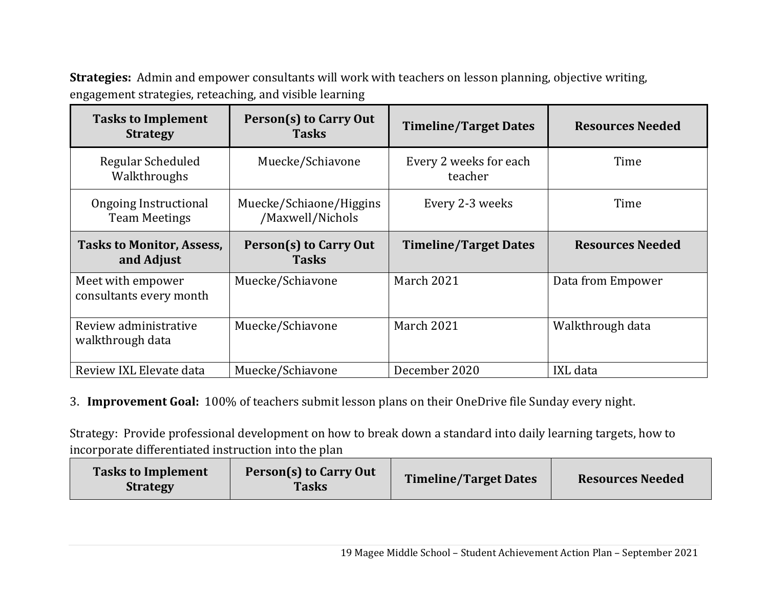**Strategies:** Admin and empower consultants will work with teachers on lesson planning, objective writing, engagement strategies, reteaching, and visible learning

| Tasks to Implement Strategy | Person(s) to Carry Out Tasks | Timeline/Target Dates | Resources Needed |
|---|---|---|---|
| Regular Scheduled Walkthroughs | Muecke/Schiavone | Every 2 weeks for each teacher | Time |
| Ongoing Instructional Team Meetings | Muecke/Schiaone/Higgins /Maxwell/Nichols | Every 2-3 weeks | Time |
| **Tasks to Monitor, Assess, and Adjust** | **Person(s) to Carry Out Tasks** | **Timeline/Target Dates** | **Resources Needed** |
| Meet with empower consultants every month | Muecke/Schiavone | March 2021 | Data from Empower |
| Review administrative walkthrough data | Muecke/Schiavone | March 2021 | Walkthrough data |
| Review IXL Elevate data | Muecke/Schiavone | December 2020 | IXL data |

3. **Improvement Goal:** 100% of teachers submit lesson plans on their OneDrive file Sunday every night.

Strategy: Provide professional development on how to break down a standard into daily learning targets, how to incorporate differentiated instruction into the plan

| Tasks to Implement Strategy | Person(s) to Carry Out Tasks | Timeline/Target Dates | Resources Needed |
|---|---|---|---|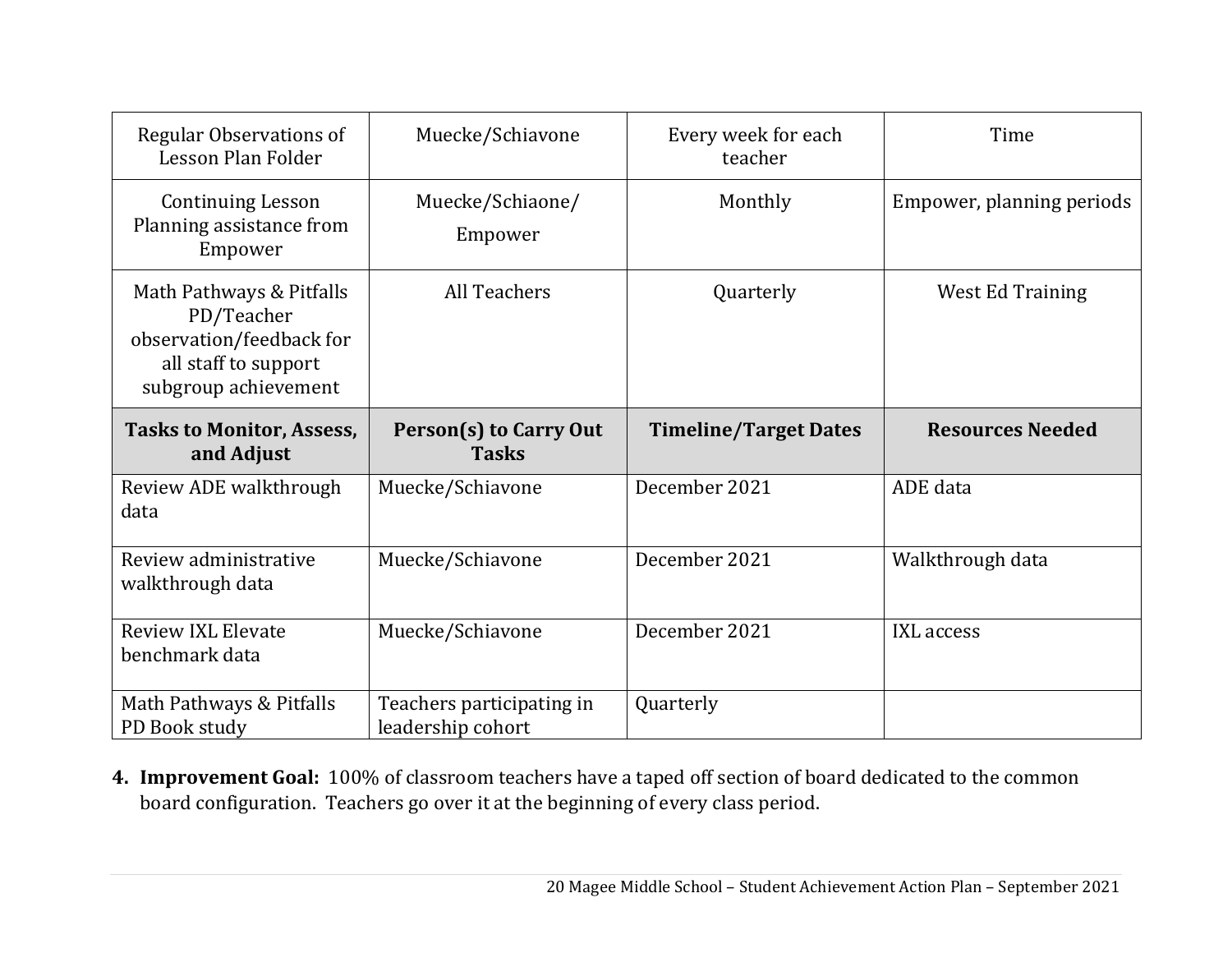| | | | |
|---|---|---|---|
| Regular Observations of Lesson Plan Folder | Muecke/Schiavone | Every week for each teacher | Time |
| Continuing Lesson Planning assistance from Empower | Muecke/Schiaone/ Empower | Monthly | Empower, planning periods |
| Math Pathways & Pitfalls PD/Teacher observation/feedback for all staff to support subgroup achievement | All Teachers | Quarterly | West Ed Training |
| **Tasks to Monitor, Assess, and Adjust** | **Person(s) to Carry Out Tasks** | **Timeline/Target Dates** | **Resources Needed** |
| Review ADE walkthrough data | Muecke/Schiavone | December 2021 | ADE data |
| Review administrative walkthrough data | Muecke/Schiavone | December 2021 | Walkthrough data |
| Review IXL Elevate benchmark data | Muecke/Schiavone | December 2021 | IXL access |
| Math Pathways & Pitfalls PD Book study | Teachers participating in leadership cohort | Quarterly | |

4. **Improvement Goal:** 100% of classroom teachers have a taped off section of board dedicated to the common board configuration. Teachers go over it at the beginning of every class period.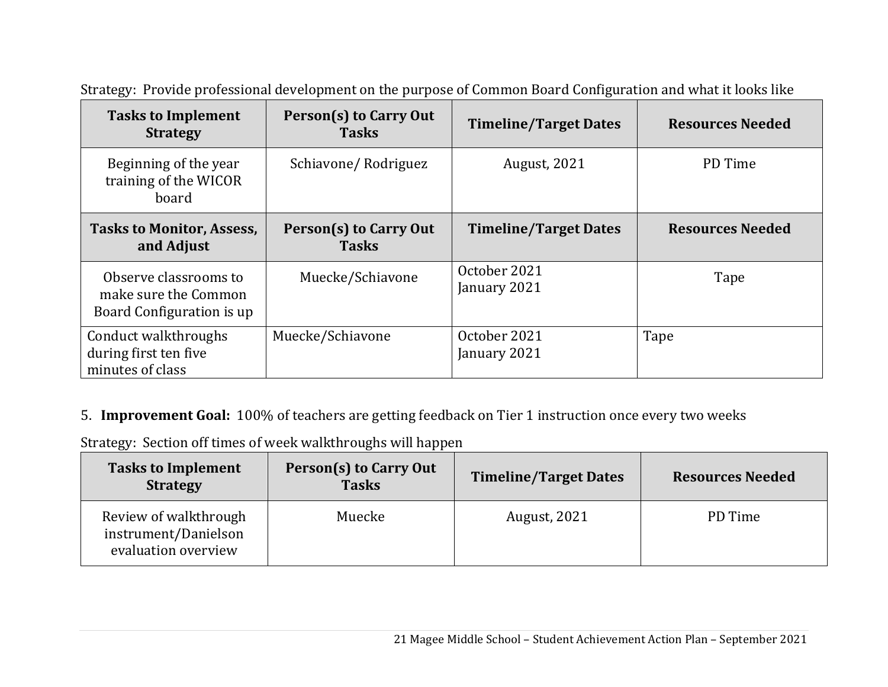Strategy: Provide professional development on the purpose of Common Board Configuration and what it looks like

| Tasks to Implement Strategy | Person(s) to Carry Out Tasks | Timeline/Target Dates | Resources Needed |
|---|---|---|---|
| Beginning of the year training of the WICOR board | Schiavone/ Rodriguez | August, 2021 | PD Time |
| **Tasks to Monitor, Assess, and Adjust** | **Person(s) to Carry Out Tasks** | **Timeline/Target Dates** | **Resources Needed** |
| Observe classrooms to make sure the Common Board Configuration is up | Muecke/Schiavone | October 2021<br>January 2021 | Tape |
| Conduct walkthroughs during first ten five minutes of class | Muecke/Schiavone | October 2021<br>January 2021 | Tape |

5. **Improvement Goal:** 100% of teachers are getting feedback on Tier 1 instruction once every two weeks

Strategy: Section off times of week walkthroughs will happen

| Tasks to Implement Strategy | Person(s) to Carry Out Tasks | Timeline/Target Dates | Resources Needed |
|---|---|---|---|
| Review of walkthrough instrument/Danielson evaluation overview | Muecke | August, 2021 | PD Time |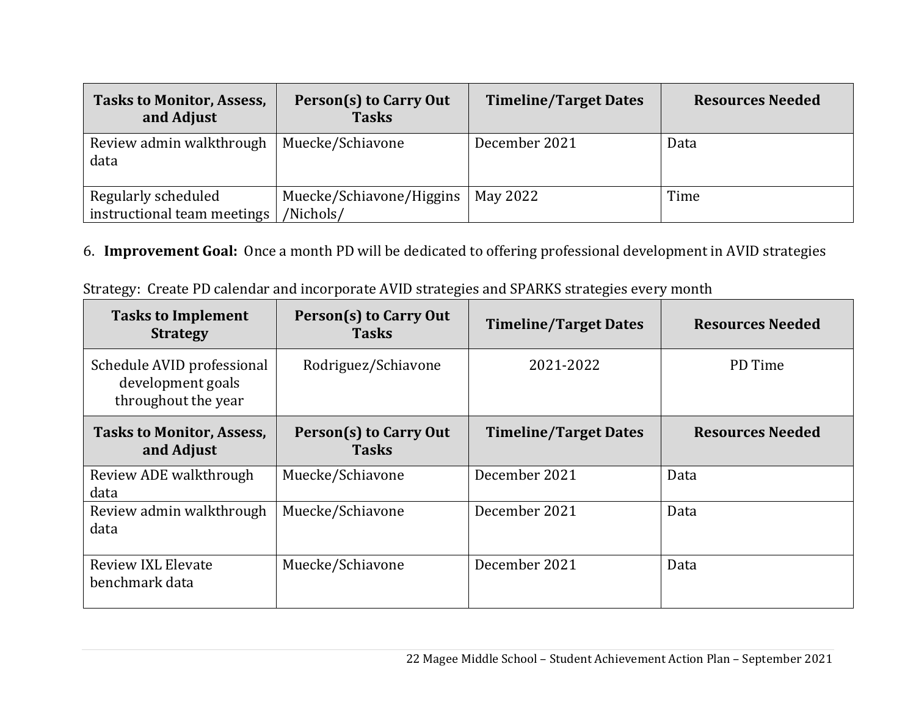| Tasks to Monitor, Assess, and Adjust | Person(s) to Carry Out Tasks | Timeline/Target Dates | Resources Needed |
|---|---|---|---|
| Review admin walkthrough data | Muecke/Schiavone | December 2021 | Data |
| Regularly scheduled instructional team meetings | Muecke/Schiavone/Higgins/Nichols/ | May 2022 | Time |

6. **Improvement Goal:** Once a month PD will be dedicated to offering professional development in AVID strategies

Strategy: Create PD calendar and incorporate AVID strategies and SPARKS strategies every month

| Tasks to Implement Strategy | Person(s) to Carry Out Tasks | Timeline/Target Dates | Resources Needed |
|---|---|---|---|
| Schedule AVID professional development goals throughout the year | Rodriguez/Schiavone | 2021-2022 | PD Time |
| **Tasks to Monitor, Assess, and Adjust** | **Person(s) to Carry Out Tasks** | **Timeline/Target Dates** | **Resources Needed** |
| Review ADE walkthrough data | Muecke/Schiavone | December 2021 | Data |
| Review admin walkthrough data | Muecke/Schiavone | December 2021 | Data |
| Review IXL Elevate benchmark data | Muecke/Schiavone | December 2021 | Data |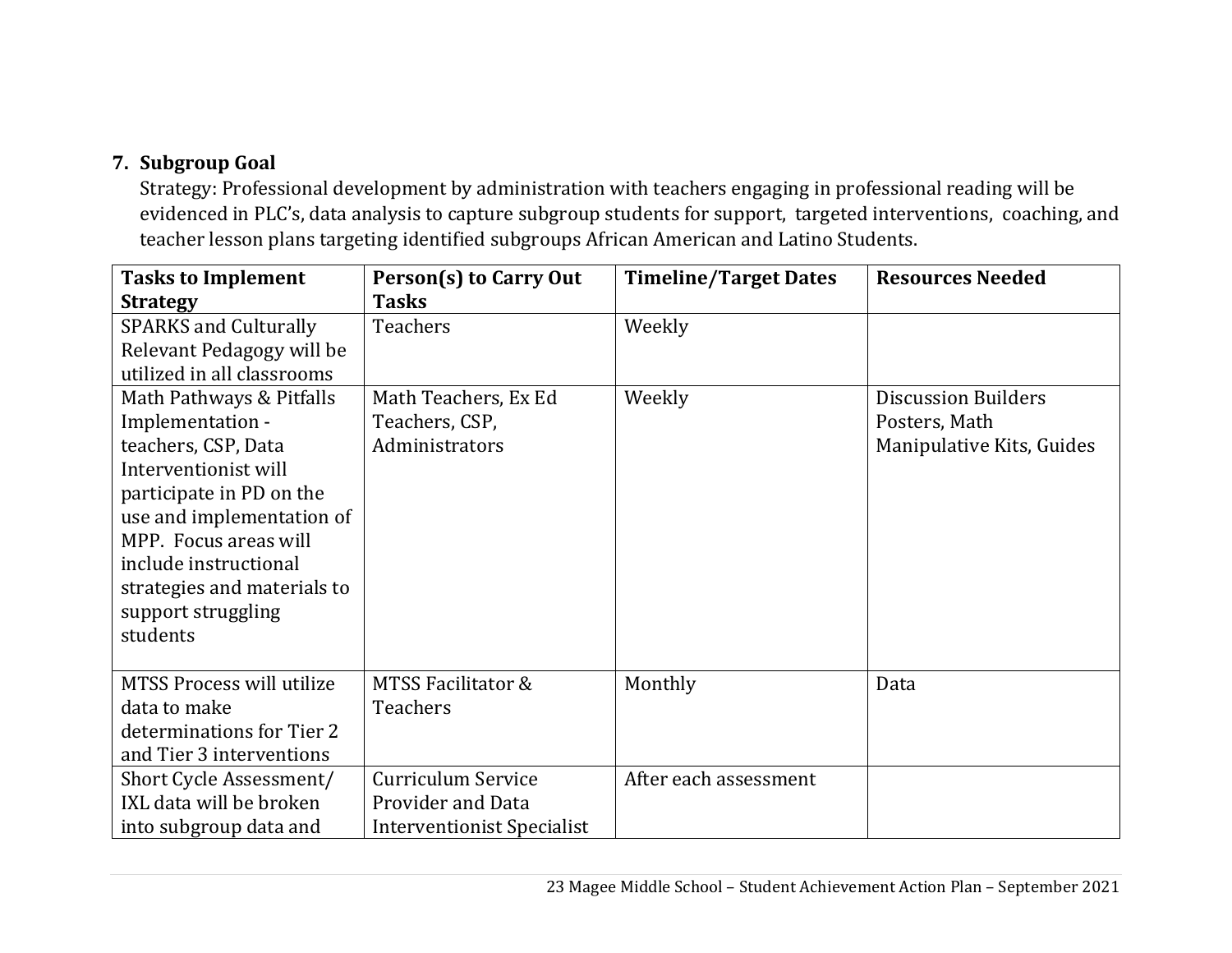7. **Subgroup Goal**

Strategy: Professional development by administration with teachers engaging in professional reading will be evidenced in PLC's, data analysis to capture subgroup students for support, targeted interventions, coaching, and teacher lesson plans targeting identified subgroups African American and Latino Students.

| Tasks to Implement Strategy | Person(s) to Carry Out Tasks | Timeline/Target Dates | Resources Needed |
|---|---|---|---|
| SPARKS and Culturally Relevant Pedagogy will be utilized in all classrooms | Teachers | Weekly | |
| Math Pathways & Pitfalls Implementation - teachers, CSP, Data Interventionist will participate in PD on the use and implementation of MPP. Focus areas will include instructional strategies and materials to support struggling students | Math Teachers, Ex Ed Teachers, CSP, Administrators | Weekly | Discussion Builders Posters, Math Manipulative Kits, Guides |
| MTSS Process will utilize data to make determinations for Tier 2 and Tier 3 interventions | MTSS Facilitator & Teachers | Monthly | Data |
| Short Cycle Assessment/ IXL data will be broken into subgroup data and | Curriculum Service Provider and Data Interventionist Specialist | After each assessment | |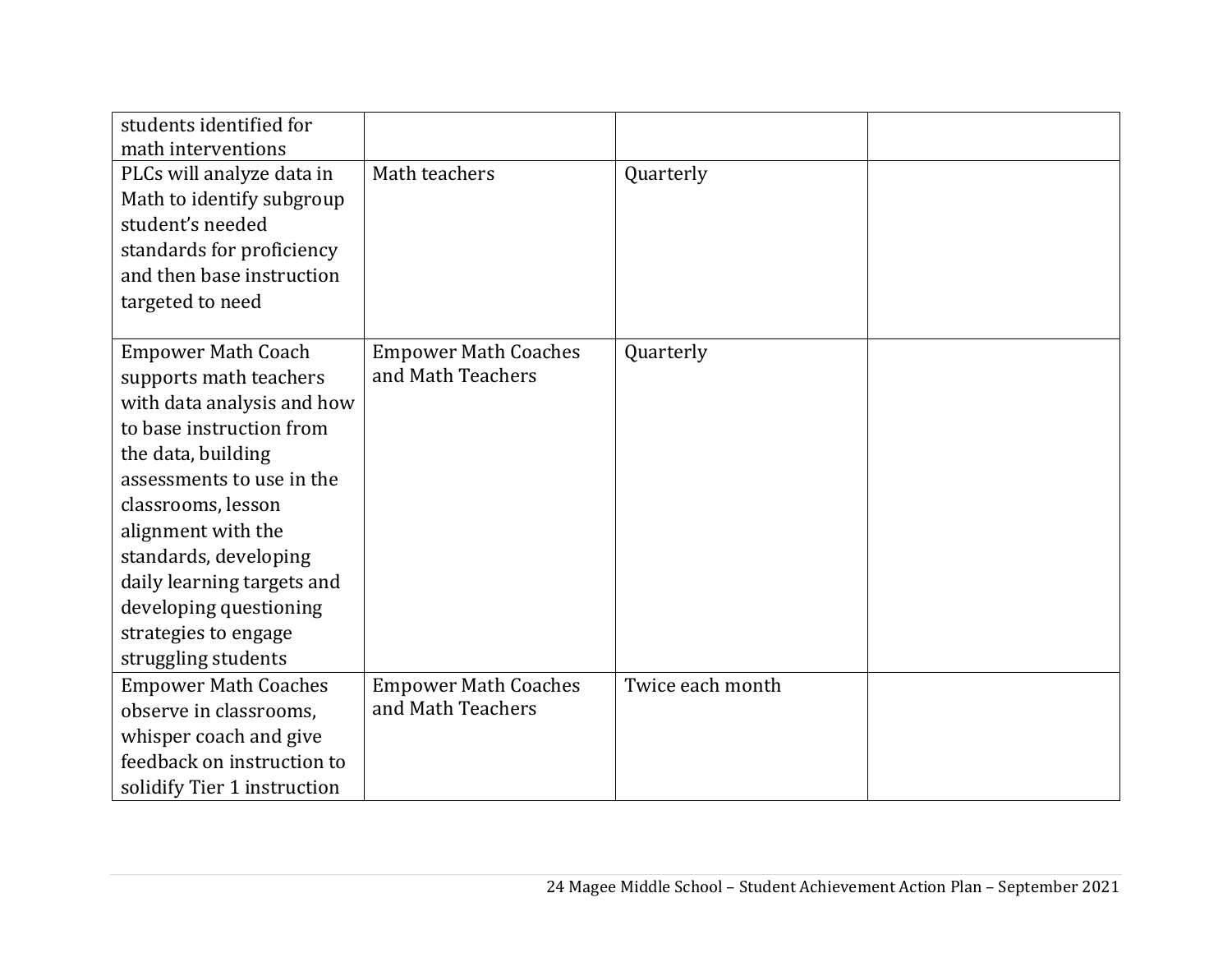| | | | |
|---|---|---|---|
| students identified for math interventions | | | |
| PLCs will analyze data in Math to identify subgroup student's needed standards for proficiency and then base instruction targeted to need | Math teachers | Quarterly | |
| Empower Math Coach supports math teachers with data analysis and how to base instruction from the data, building assessments to use in the classrooms, lesson alignment with the standards, developing daily learning targets and developing questioning strategies to engage struggling students | Empower Math Coaches and Math Teachers | Quarterly | |
| Empower Math Coaches observe in classrooms, whisper coach and give feedback on instruction to solidify Tier 1 instruction | Empower Math Coaches and Math Teachers | Twice each month | |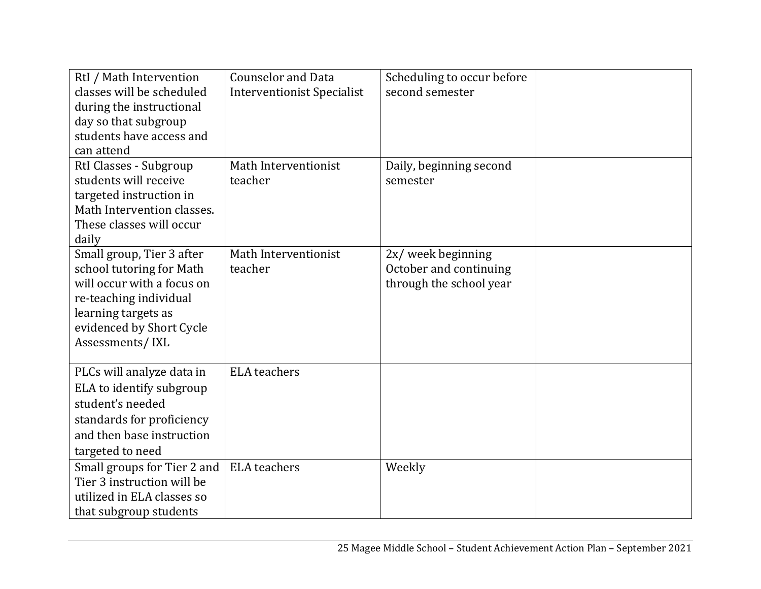| | | | |
|---|---|---|---|
| RtI / Math Intervention classes will be scheduled during the instructional day so that subgroup students have access and can attend | Counselor and Data Interventionist Specialist | Scheduling to occur before second semester | |
| RtI Classes - Subgroup students will receive targeted instruction in Math Intervention classes. These classes will occur daily | Math Interventionist teacher | Daily, beginning second semester | |
| Small group, Tier 3 after school tutoring for Math will occur with a focus on re-teaching individual learning targets as evidenced by Short Cycle Assessments/ IXL | Math Interventionist teacher | 2x/ week beginning October and continuing through the school year | |
| PLCs will analyze data in ELA to identify subgroup student's needed standards for proficiency and then base instruction targeted to need | ELA teachers | | |
| Small groups for Tier 2 and Tier 3 instruction will be utilized in ELA classes so that subgroup students | ELA teachers | Weekly | |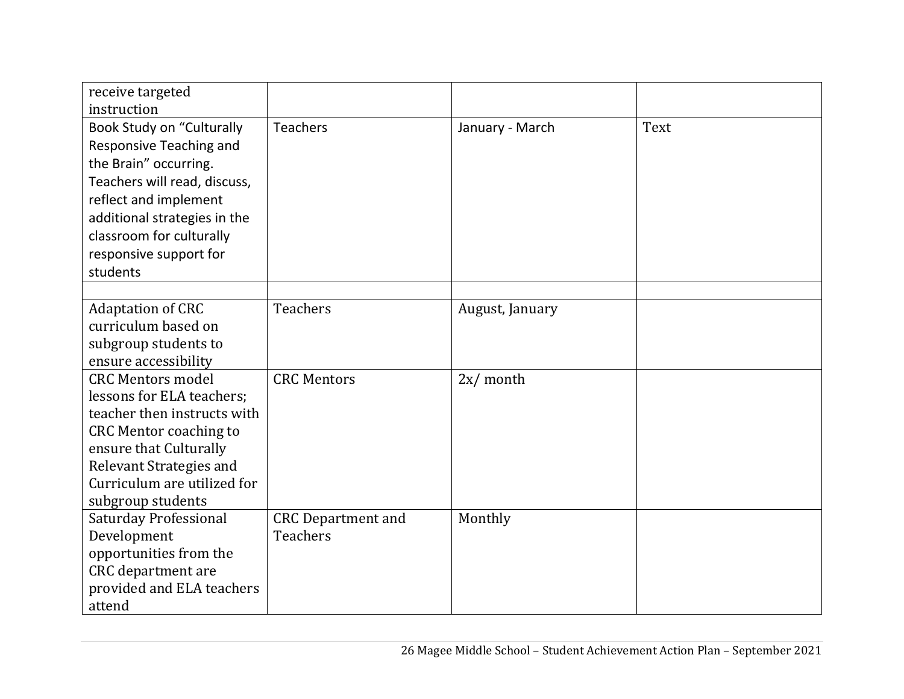| | | | |
|---|---|---|---|
| receive targeted instruction | | | |
| Book Study on “Culturally Responsive Teaching and the Brain” occurring. Teachers will read, discuss, reflect and implement additional strategies in the classroom for culturally responsive support for students | Teachers | January - March | Text |
| | | | |
| Adaptation of CRC curriculum based on subgroup students to ensure accessibility | Teachers | August, January | |
| CRC Mentors model lessons for ELA teachers; teacher then instructs with CRC Mentor coaching to ensure that Culturally Relevant Strategies and Curriculum are utilized for subgroup students | CRC Mentors | 2x/ month | |
| Saturday Professional Development opportunities from the CRC department are provided and ELA teachers attend | CRC Department and Teachers | Monthly | |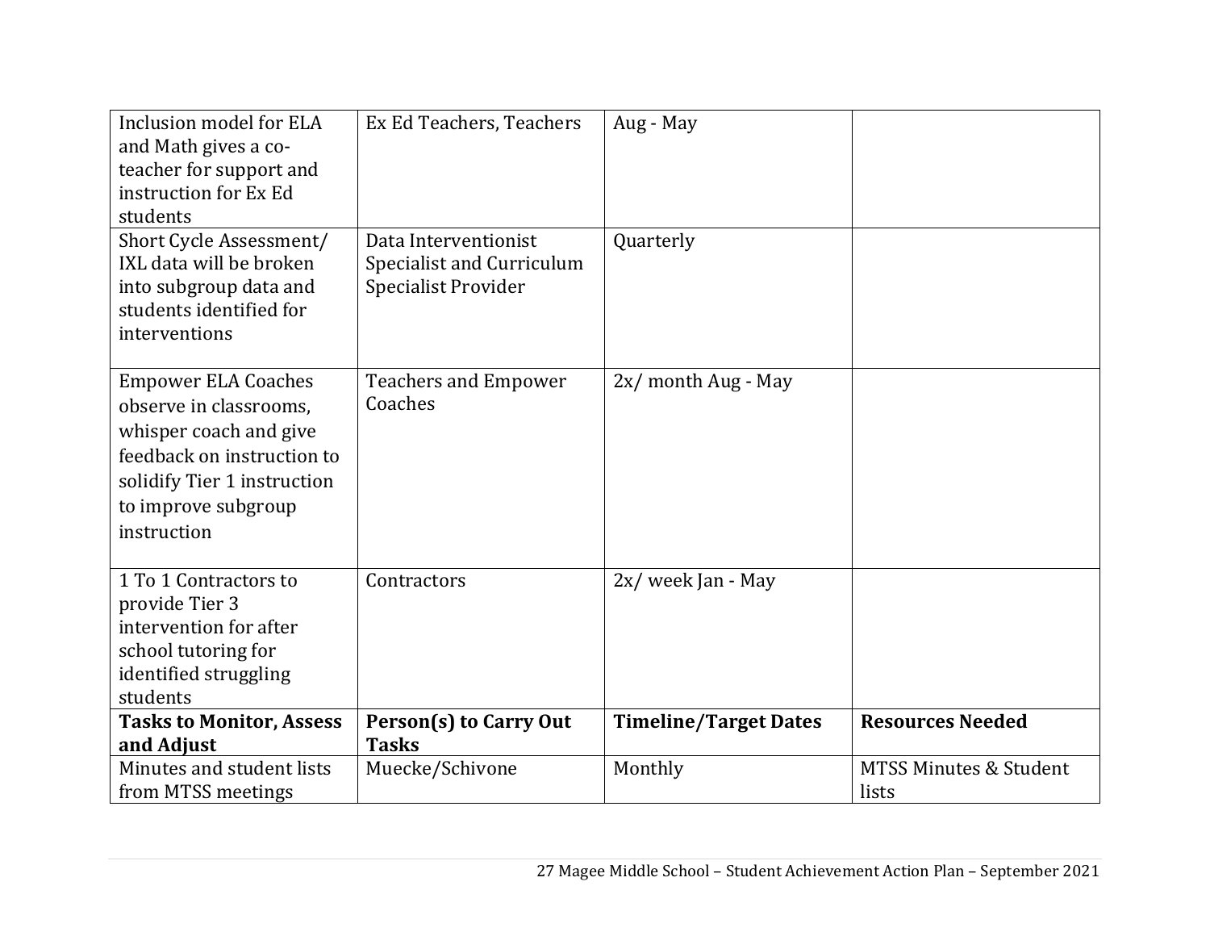| | | | |
|---|---|---|---|
| Inclusion model for ELA and Math gives a co-teacher for support and instruction for Ex Ed students | Ex Ed Teachers, Teachers | Aug - May | |
| Short Cycle Assessment/ IXL data will be broken into subgroup data and students identified for interventions | Data Interventionist Specialist and Curriculum Specialist Provider | Quarterly | |
| Empower ELA Coaches observe in classrooms, whisper coach and give feedback on instruction to solidify Tier 1 instruction to improve subgroup instruction | Teachers and Empower Coaches | 2x/ month Aug - May | |
| 1 To 1 Contractors to provide Tier 3 intervention for after school tutoring for identified struggling students | Contractors | 2x/ week Jan - May | |
| **Tasks to Monitor, Assess and Adjust** | **Person(s) to Carry Out Tasks** | **Timeline/Target Dates** | **Resources Needed** |
| Minutes and student lists from MTSS meetings | Muecke/Schivone | Monthly | MTSS Minutes & Student lists |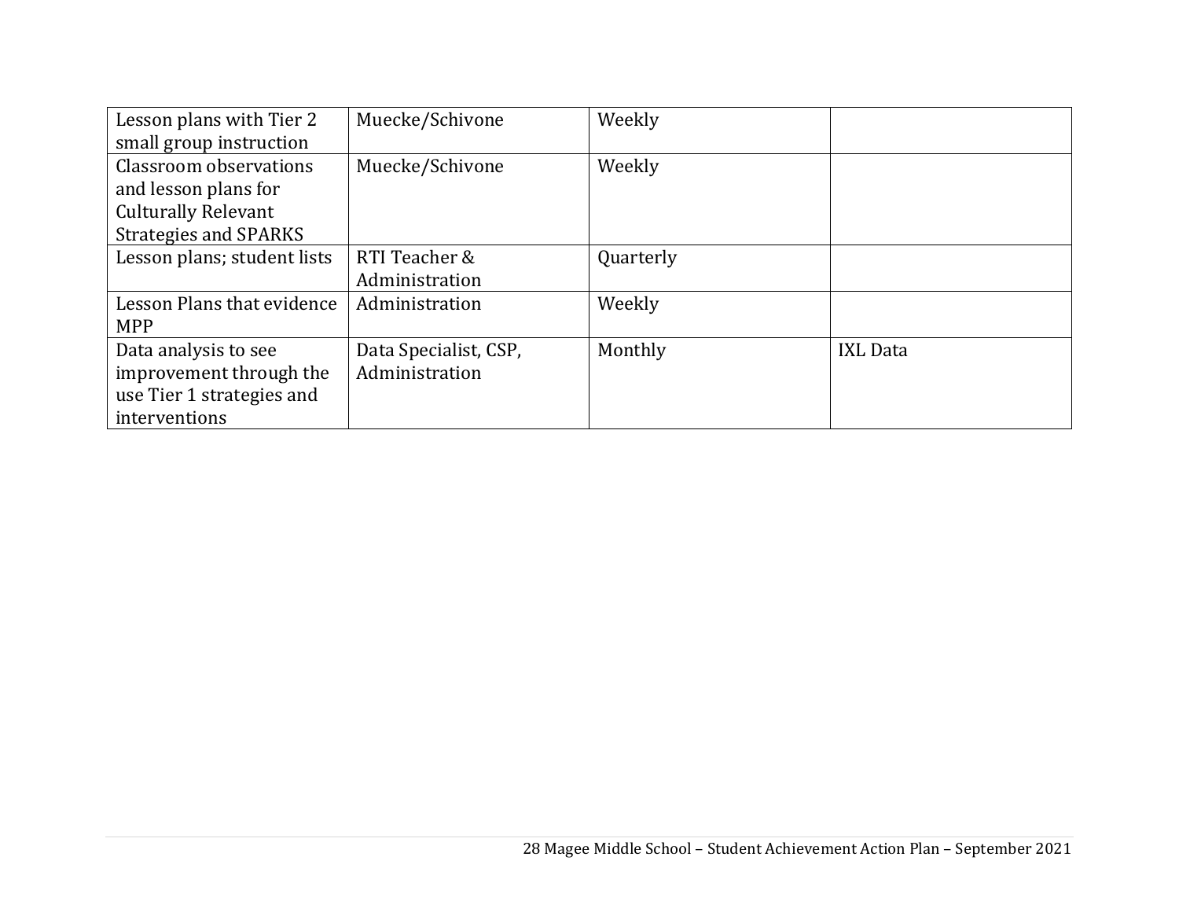| Lesson plans with Tier 2 small group instruction | Muecke/Schivone | Weekly | |
|---|---|---|---|
| Classroom observations and lesson plans for Culturally Relevant Strategies and SPARKS | Muecke/Schivone | Weekly | |
| Lesson plans; student lists | RTI Teacher & Administration | Quarterly | |
| Lesson Plans that evidence MPP | Administration | Weekly | |
| Data analysis to see improvement through the use Tier 1 strategies and interventions | Data Specialist, CSP, Administration | Monthly | IXL Data |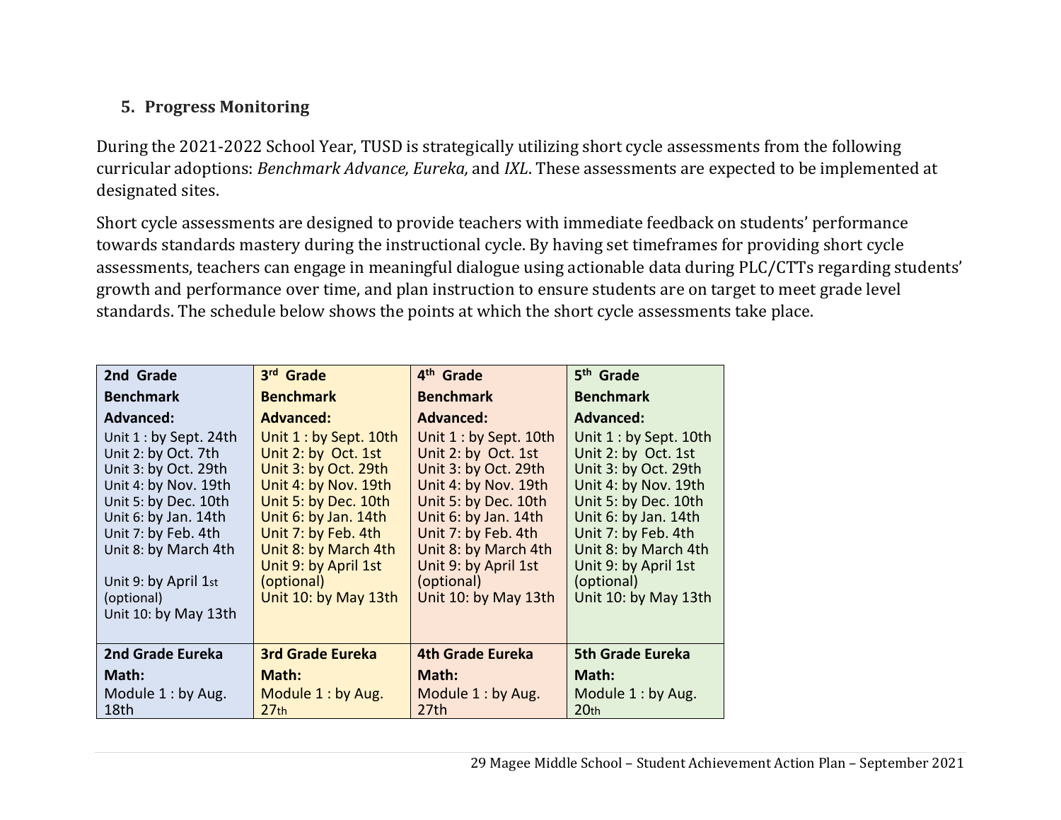## 5. Progress Monitoring

During the 2021-2022 School Year, TUSD is strategically utilizing short cycle assessments from the following curricular adoptions: *Benchmark Advance, Eureka,* and *IXL*. These assessments are expected to be implemented at designated sites.

Short cycle assessments are designed to provide teachers with immediate feedback on students' performance towards standards mastery during the instructional cycle. By having set timeframes for providing short cycle assessments, teachers can engage in meaningful dialogue using actionable data during PLC/CTTs regarding students' growth and performance over time, and plan instruction to ensure students are on target to meet grade level standards. The schedule below shows the points at which the short cycle assessments take place.

| 2nd Grade Benchmark Advanced: | 3rd Grade Benchmark Advanced: | 4th Grade Benchmark Advanced: | 5th Grade Benchmark Advanced: |
|---|---|---|---|
| Unit 1 : by Sept. 24th<br>Unit 2: by Oct. 7th<br>Unit 3: by Oct. 29th<br>Unit 4: by Nov. 19th<br>Unit 5: by Dec. 10th<br>Unit 6: by Jan. 14th<br>Unit 7: by Feb. 4th<br>Unit 8: by March 4th<br>Unit 9: by April 1st (optional)<br>Unit 10: by May 13th | Unit 1 : by Sept. 10th<br>Unit 2: by Oct. 1st<br>Unit 3: by Oct. 29th<br>Unit 4: by Nov. 19th<br>Unit 5: by Dec. 10th<br>Unit 6: by Jan. 14th<br>Unit 7: by Feb. 4th<br>Unit 8: by March 4th<br>Unit 9: by April 1st (optional)<br>Unit 10: by May 13th | Unit 1 : by Sept. 10th<br>Unit 2: by Oct. 1st<br>Unit 3: by Oct. 29th<br>Unit 4: by Nov. 19th<br>Unit 5: by Dec. 10th<br>Unit 6: by Jan. 14th<br>Unit 7: by Feb. 4th<br>Unit 8: by March 4th<br>Unit 9: by April 1st (optional)<br>Unit 10: by May 13th | Unit 1 : by Sept. 10th<br>Unit 2: by Oct. 1st<br>Unit 3: by Oct. 29th<br>Unit 4: by Nov. 19th<br>Unit 5: by Dec. 10th<br>Unit 6: by Jan. 14th<br>Unit 7: by Feb. 4th<br>Unit 8: by March 4th<br>Unit 9: by April 1st (optional)<br>Unit 10: by May 13th |
| **2nd Grade Eureka Math:**<br>Module 1 : by Aug. 18th | **3rd Grade Eureka Math:**<br>Module 1 : by Aug. 27th | **4th Grade Eureka Math:**<br>Module 1 : by Aug. 27th | **5th Grade Eureka Math:**<br>Module 1 : by Aug. 20th |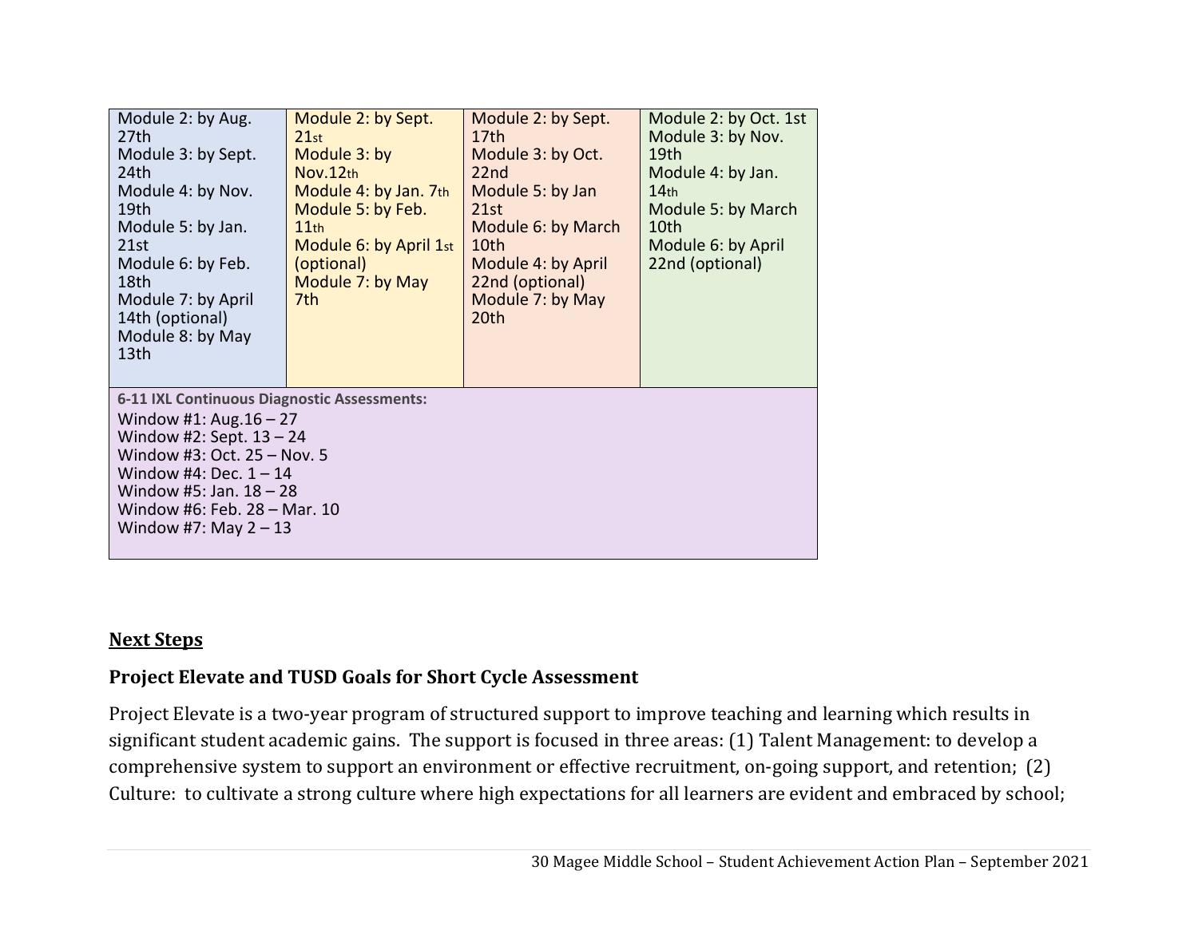| | | | |
|---|---|---|---|
| Module 2: by Aug. 27th<br>Module 3: by Sept. 24th<br>Module 4: by Nov. 19th<br>Module 5: by Jan. 21st<br>Module 6: by Feb. 18th<br>Module 7: by April 14th (optional)<br>Module 8: by May 13th | Module 2: by Sept. 21st<br>Module 3: by Nov.12th<br>Module 4: by Jan. 7th<br>Module 5: by Feb. 11th<br>Module 6: by April 1st (optional)<br>Module 7: by May 7th | Module 2: by Sept. 17th<br>Module 3: by Oct. 22nd<br>Module 5: by Jan 21st<br>Module 6: by March 10th<br>Module 4: by April 22nd (optional)<br>Module 7: by May 20th | Module 2: by Oct. 1st<br>Module 3: by Nov. 19th<br>Module 4: by Jan. 14th<br>Module 5: by March 10th<br>Module 6: by April 22nd (optional) |
| **6-11 IXL Continuous Diagnostic Assessments:**<br>Window #1: Aug.16 – 27<br>Window #2: Sept. 13 – 24<br>Window #3: Oct. 25 – Nov. 5<br>Window #4: Dec. 1 – 14<br>Window #5: Jan. 18 – 28<br>Window #6: Feb. 28 – Mar. 10<br>Window #7: May 2 – 13 | | | |

## Next Steps

### Project Elevate and TUSD Goals for Short Cycle Assessment

Project Elevate is a two-year program of structured support to improve teaching and learning which results in significant student academic gains. The support is focused in three areas: (1) Talent Management: to develop a comprehensive system to support an environment or effective recruitment, on-going support, and retention; (2) Culture: to cultivate a strong culture where high expectations for all learners are evident and embraced by school;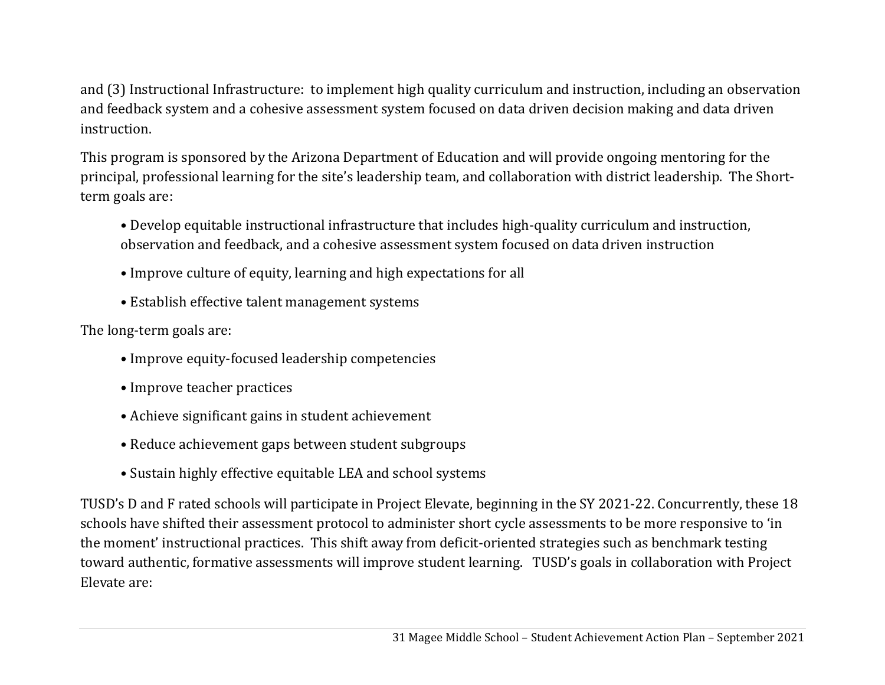and (3) Instructional Infrastructure: to implement high quality curriculum and instruction, including an observation and feedback system and a cohesive assessment system focused on data driven decision making and data driven instruction.

This program is sponsored by the Arizona Department of Education and will provide ongoing mentoring for the principal, professional learning for the site's leadership team, and collaboration with district leadership. The Short-term goals are:

- Develop equitable instructional infrastructure that includes high-quality curriculum and instruction, observation and feedback, and a cohesive assessment system focused on data driven instruction
- Improve culture of equity, learning and high expectations for all
- Establish effective talent management systems

The long-term goals are:

- Improve equity-focused leadership competencies
- Improve teacher practices
- Achieve significant gains in student achievement
- Reduce achievement gaps between student subgroups
- Sustain highly effective equitable LEA and school systems

TUSD's D and F rated schools will participate in Project Elevate, beginning in the SY 2021-22. Concurrently, these 18 schools have shifted their assessment protocol to administer short cycle assessments to be more responsive to 'in the moment' instructional practices. This shift away from deficit-oriented strategies such as benchmark testing toward authentic, formative assessments will improve student learning. TUSD's goals in collaboration with Project Elevate are: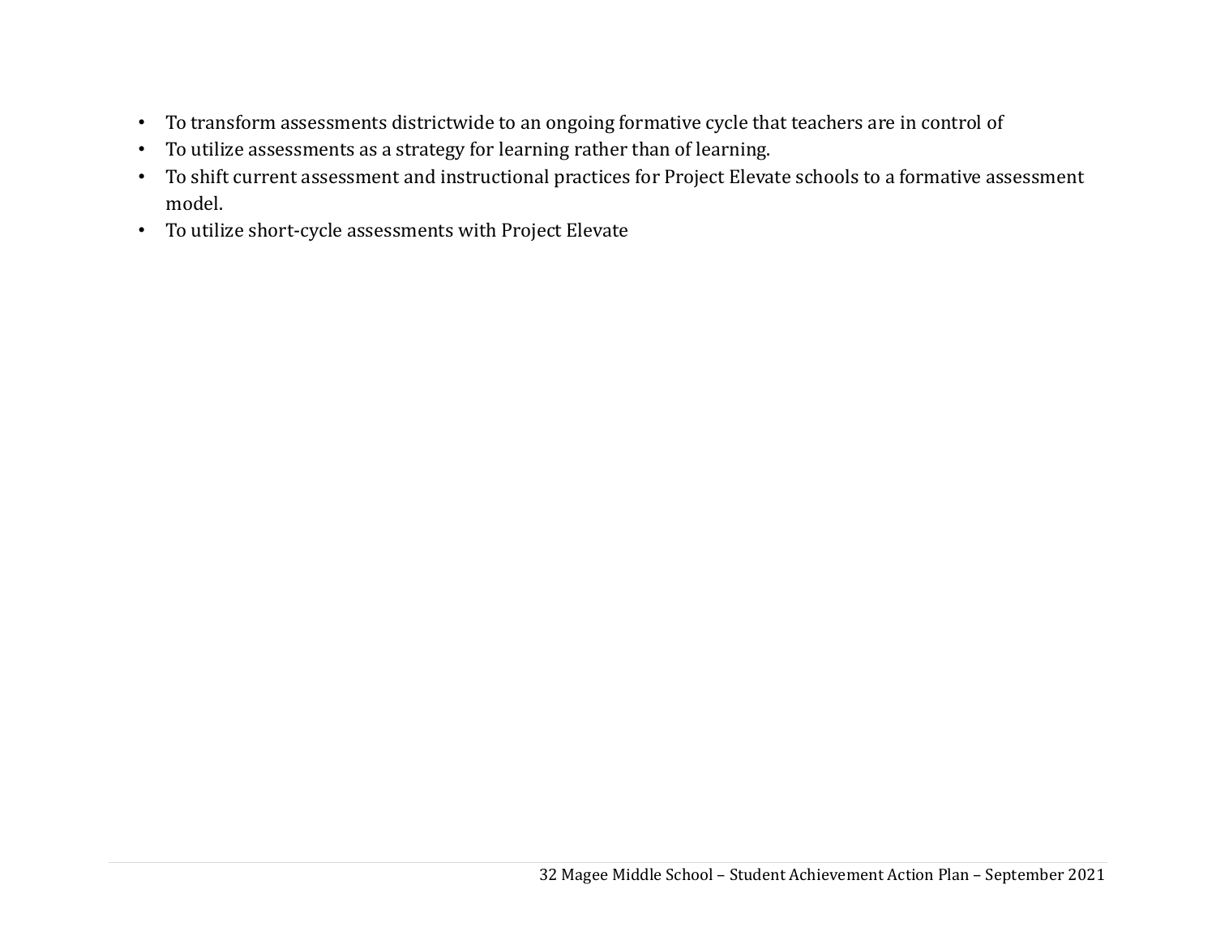- To transform assessments districtwide to an ongoing formative cycle that teachers are in control of
- To utilize assessments as a strategy for learning rather than of learning.
- To shift current assessment and instructional practices for Project Elevate schools to a formative assessment model.
- To utilize short-cycle assessments with Project Elevate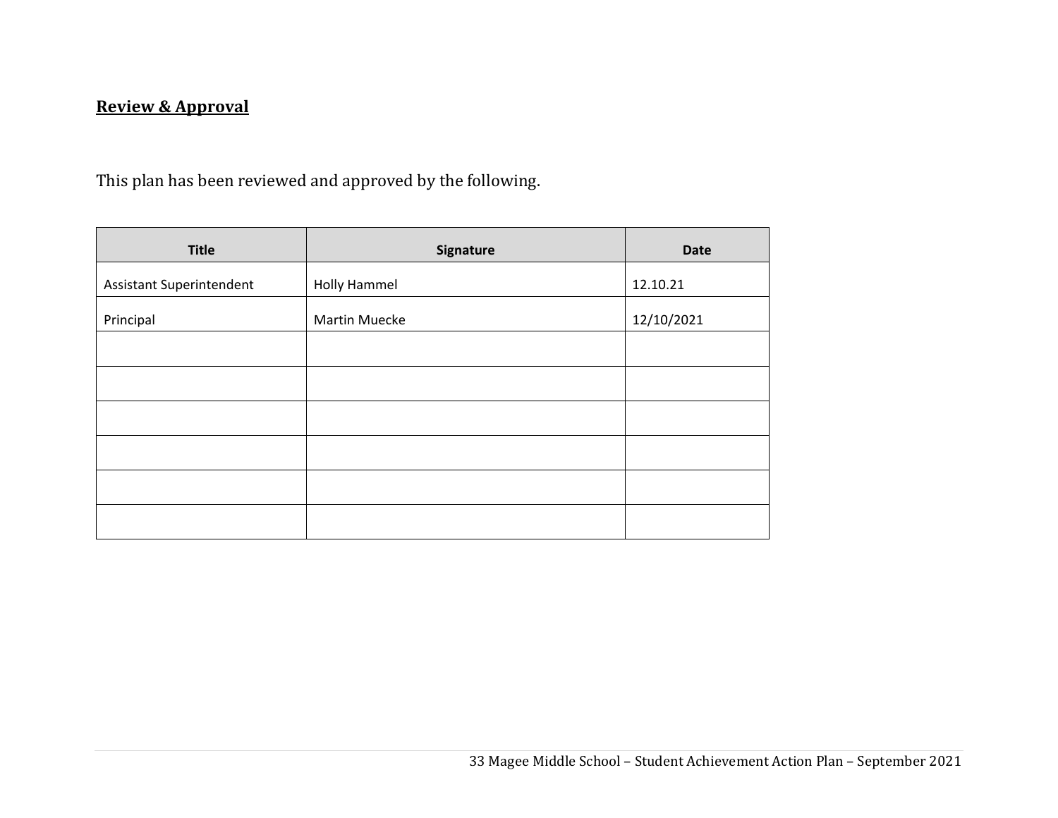## **Review & Approval**

This plan has been reviewed and approved by the following.

| Title | Signature | Date |
|---|---|---|
| Assistant Superintendent | Holly Hammel | 12.10.21 |
| Principal | Martin Muecke | 12/10/2021 |
| | | |
| | | |
| | | |
| | | |
| | | |
| | | |